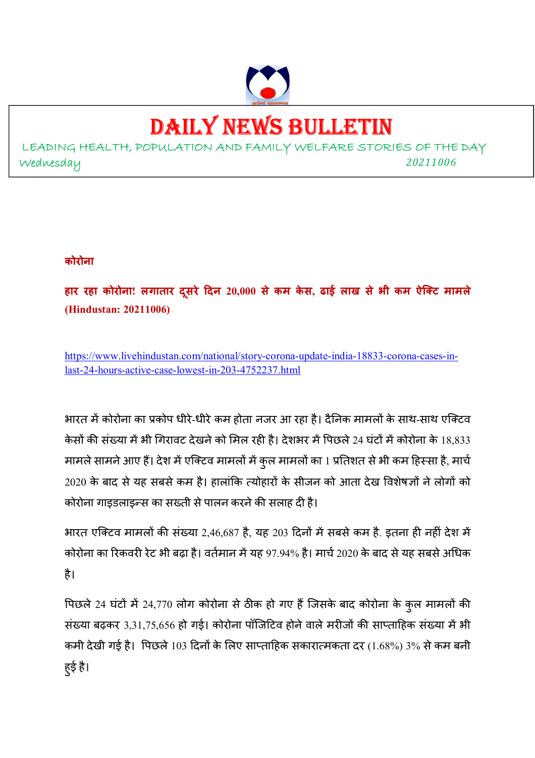# DAILY NEWS BULLETIN

LEADING HEALTH, POPULATION AND FAMILY WELFARE STORIES OF THE DAY

Wednesday 20211006

**कोरोना**

**हार रहा कोरोना! लगातार दूसरे दिन 20,000 से कम केस, ढाई लाख से भी कम ऐक्टि मामले (Hindustan: 20211006)**

https://www.livehindustan.com/national/story-corona-update-india-18833-corona-cases-in-last-24-hours-active-case-lowest-in-203-4752237.html

भारत में कोरोना का प्रकोप धीरे-धीरे कम होता नजर आ रहा है। दैनिक मामलों के साथ-साथ एक्टिव केसों की संख्या में भी गिरावट देखने को मिल रही है। देशभर में पिछले 24 घंटों में कोरोना के 18,833 मामले सामने आए हैं। देश में एक्टिव मामलों में कुल मामलों का 1 प्रतिशत से भी कम हिस्सा है, मार्च 2020 के बाद से यह सबसे कम है। हालांकि त्योहारों के सीजन को आता देख विशेषज्ञों ने लोगों को कोरोना गाइडलाइन्स का सख्ती से पालन करने की सलाह दी है।

भारत एक्टिव मामलों की संख्या 2,46,687 है, यह 203 दिनों में सबसे कम है. इतना ही नहीं देश में कोरोना का रिकवरी रेट भी बढ़ा है। वर्तमान में यह 97.94% है। मार्च 2020 के बाद से यह सबसे अधिक है।

पिछले 24 घंटों में 24,770 लोग कोरोना से ठीक हो गए हैं जिसके बाद कोरोना के कुल मामलों की संख्या बढ़कर 3,31,75,656 हो गई। कोरोना पॉजिटिव होने वाले मरीजों की साप्ताहिक संख्या में भी कमी देखी गई है। पिछले 103 दिनों के लिए साप्ताहिक सकारात्मकता दर (1.68%) 3% से कम बनी हुई है।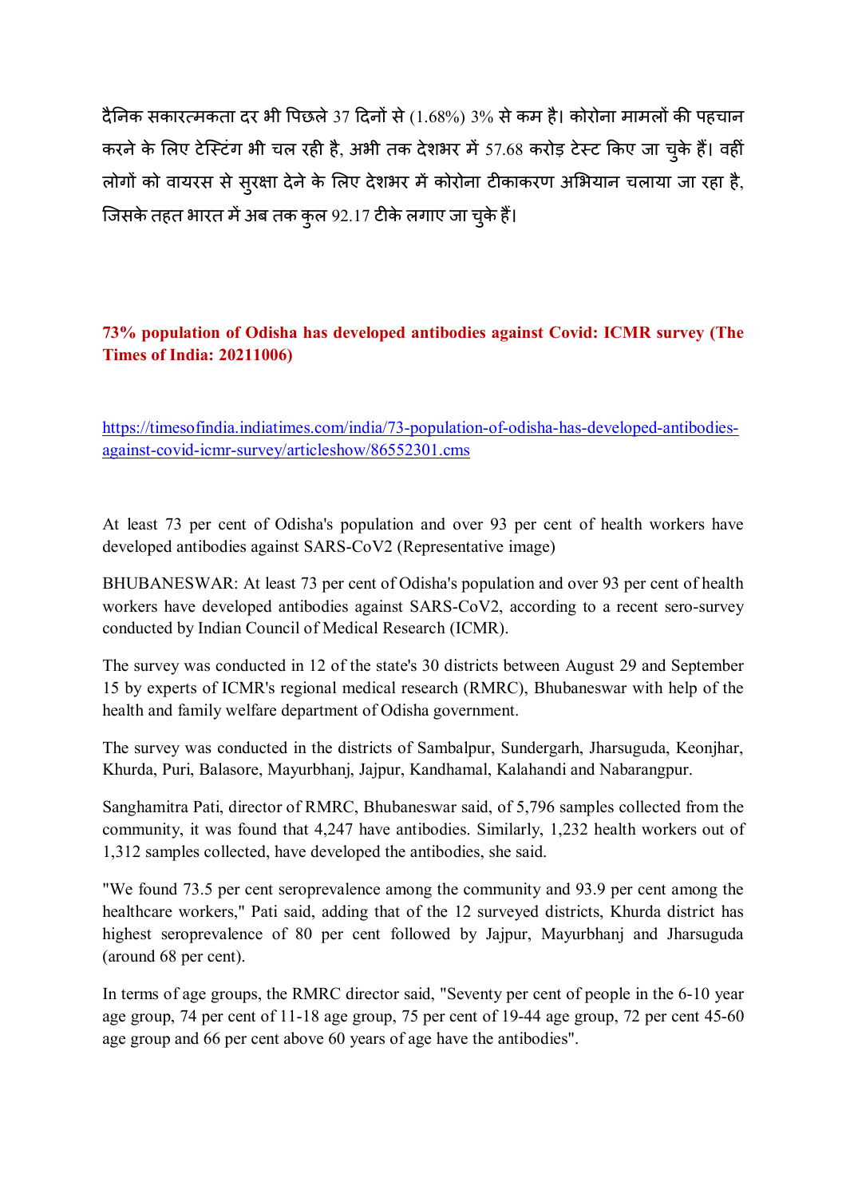दैनिक सकारात्मकता दर भी पिछले 37 दिनों से (1.68%) 3% से कम है। कोरोना मामलों की पहचान करने के लिए टेस्टिंग भी चल रही है, अभी तक देशभर में 57.68 करोड़ टेस्ट किए जा चुके हैं। वहीं लोगों को वायरस से सुरक्षा देने के लिए देशभर में कोरोना टीकाकरण अभियान चलाया जा रहा है, जिसके तहत भारत में अब तक कुल 92.17 टीके लगाए जा चुके हैं।

**73% population of Odisha has developed antibodies against Covid: ICMR survey (The Times of India: 20211006)**

https://timesofindia.indiatimes.com/india/73-population-of-odisha-has-developed-antibodies-against-covid-icmr-survey/articleshow/86552301.cms

At least 73 per cent of Odisha's population and over 93 per cent of health workers have developed antibodies against SARS-CoV2 (Representative image)

BHUBANESWAR: At least 73 per cent of Odisha's population and over 93 per cent of health workers have developed antibodies against SARS-CoV2, according to a recent sero-survey conducted by Indian Council of Medical Research (ICMR).

The survey was conducted in 12 of the state's 30 districts between August 29 and September 15 by experts of ICMR's regional medical research (RMRC), Bhubaneswar with help of the health and family welfare department of Odisha government.

The survey was conducted in the districts of Sambalpur, Sundergarh, Jharsuguda, Keonjhar, Khurda, Puri, Balasore, Mayurbhanj, Jajpur, Kandhamal, Kalahandi and Nabarangpur.

Sanghamitra Pati, director of RMRC, Bhubaneswar said, of 5,796 samples collected from the community, it was found that 4,247 have antibodies. Similarly, 1,232 health workers out of 1,312 samples collected, have developed the antibodies, she said.

"We found 73.5 per cent seroprevalence among the community and 93.9 per cent among the healthcare workers," Pati said, adding that of the 12 surveyed districts, Khurda district has highest seroprevalence of 80 per cent followed by Jajpur, Mayurbhanj and Jharsuguda (around 68 per cent).

In terms of age groups, the RMRC director said, "Seventy per cent of people in the 6-10 year age group, 74 per cent of 11-18 age group, 75 per cent of 19-44 age group, 72 per cent 45-60 age group and 66 per cent above 60 years of age have the antibodies".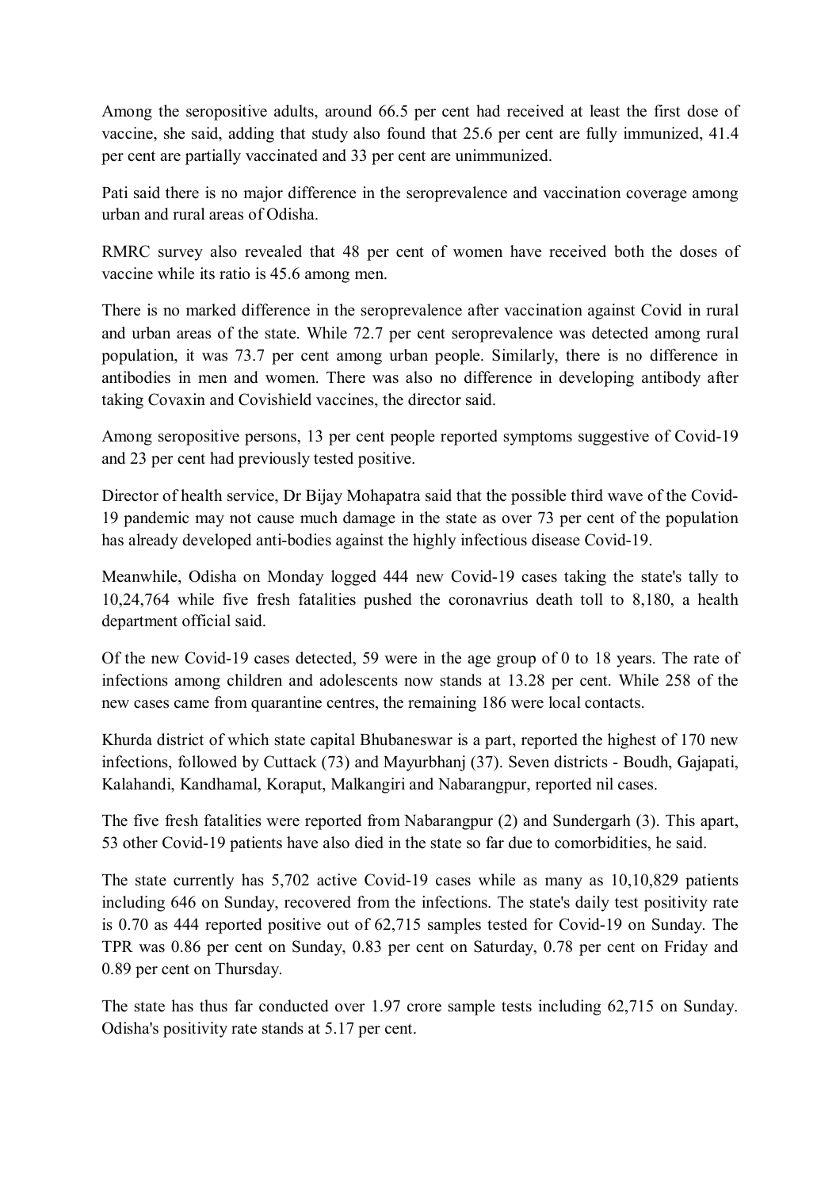Among the seropositive adults, around 66.5 per cent had received at least the first dose of vaccine, she said, adding that study also found that 25.6 per cent are fully immunized, 41.4 per cent are partially vaccinated and 33 per cent are unimmunized.

Pati said there is no major difference in the seroprevalence and vaccination coverage among urban and rural areas of Odisha.

RMRC survey also revealed that 48 per cent of women have received both the doses of vaccine while its ratio is 45.6 among men.

There is no marked difference in the seroprevalence after vaccination against Covid in rural and urban areas of the state. While 72.7 per cent seroprevalence was detected among rural population, it was 73.7 per cent among urban people. Similarly, there is no difference in antibodies in men and women. There was also no difference in developing antibody after taking Covaxin and Covishield vaccines, the director said.

Among seropositive persons, 13 per cent people reported symptoms suggestive of Covid-19 and 23 per cent had previously tested positive.

Director of health service, Dr Bijay Mohapatra said that the possible third wave of the Covid-19 pandemic may not cause much damage in the state as over 73 per cent of the population has already developed anti-bodies against the highly infectious disease Covid-19.

Meanwhile, Odisha on Monday logged 444 new Covid-19 cases taking the state's tally to 10,24,764 while five fresh fatalities pushed the coronavrius death toll to 8,180, a health department official said.

Of the new Covid-19 cases detected, 59 were in the age group of 0 to 18 years. The rate of infections among children and adolescents now stands at 13.28 per cent. While 258 of the new cases came from quarantine centres, the remaining 186 were local contacts.

Khurda district of which state capital Bhubaneswar is a part, reported the highest of 170 new infections, followed by Cuttack (73) and Mayurbhanj (37). Seven districts - Boudh, Gajapati, Kalahandi, Kandhamal, Koraput, Malkangiri and Nabarangpur, reported nil cases.

The five fresh fatalities were reported from Nabarangpur (2) and Sundergarh (3). This apart, 53 other Covid-19 patients have also died in the state so far due to comorbidities, he said.

The state currently has 5,702 active Covid-19 cases while as many as 10,10,829 patients including 646 on Sunday, recovered from the infections. The state's daily test positivity rate is 0.70 as 444 reported positive out of 62,715 samples tested for Covid-19 on Sunday. The TPR was 0.86 per cent on Sunday, 0.83 per cent on Saturday, 0.78 per cent on Friday and 0.89 per cent on Thursday.

The state has thus far conducted over 1.97 crore sample tests including 62,715 on Sunday. Odisha's positivity rate stands at 5.17 per cent.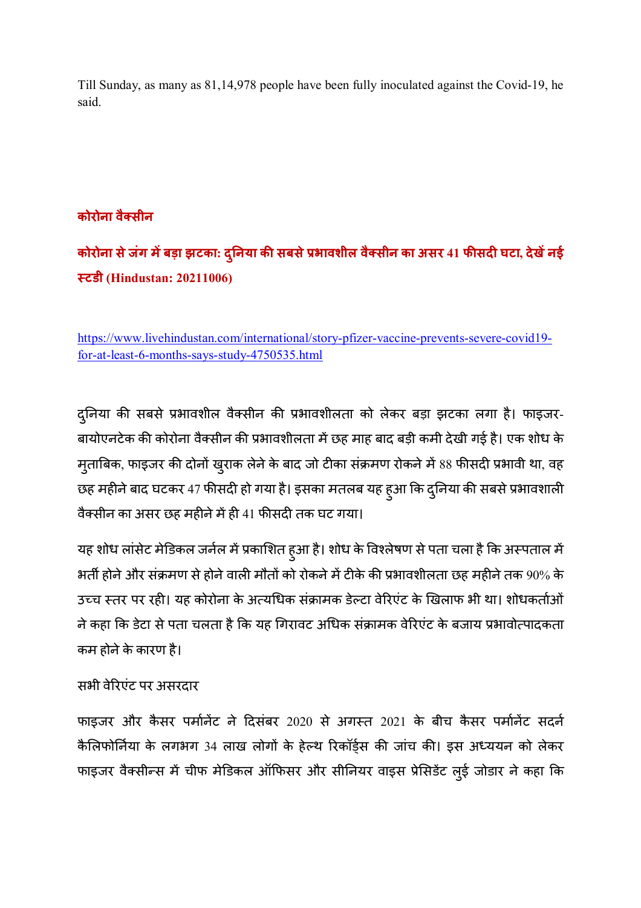Till Sunday, as many as 81,14,978 people have been fully inoculated against the Covid-19, he said.

## कोरोना वैक्सीन

### कोरोना से जंग में बड़ा झटका: दुनिया की सबसे प्रभावशील वैक्सीन का असर 41 फीसदी घटा, देखें नई स्टडी (Hindustan: 20211006)

https://www.livehindustan.com/international/story-pfizer-vaccine-prevents-severe-covid19-for-at-least-6-months-says-study-4750535.html

दुनिया की सबसे प्रभावशील वैक्सीन की प्रभावशीलता को लेकर बड़ा झटका लगा है। फाइजर-बायोएनटेक की कोरोना वैक्सीन की प्रभावशीलता में छह माह बाद बड़ी कमी देखी गई है। एक शोध के मुताबिक, फाइजर की दोनों खुराक लेने के बाद जो टीका संक्रमण रोकने में 88 फीसदी प्रभावी था, वह छह महीने बाद घटकर 47 फीसदी हो गया है। इसका मतलब यह हुआ कि दुनिया की सबसे प्रभावशाली वैक्सीन का असर छह महीने में ही 41 फीसदी तक घट गया।

यह शोध लांसेट मेडिकल जर्नल में प्रकाशित हुआ है। शोध के विश्लेषण से पता चला है कि अस्पताल में भर्ती होने और संक्रमण से होने वाली मौतों को रोकने में टीके की प्रभावशीलता छह महीने तक 90% के उच्च स्तर पर रही। यह कोरोना के अत्यधिक संक्रामक डेल्टा वेरिएंट के खिलाफ भी था। शोधकर्ताओं ने कहा कि डेटा से पता चलता है कि यह गिरावट अधिक संक्रामक वेरिएंट के बजाय प्रभावोत्पादकता कम होने के कारण है।

सभी वेरिएंट पर असरदार

फाइजर और कैसर पर्मानेंट ने दिसंबर 2020 से अगस्त 2021 के बीच कैसर पर्मानेंट सदर्न कैलिफोर्निया के लगभग 34 लाख लोगों के हेल्थ रिकॉर्ड्स की जांच की। इस अध्ययन को लेकर फाइजर वैक्सीन्स में चीफ मेडिकल ऑफिसर और सीनियर वाइस प्रेसिडेंट लुई जोडार ने कहा कि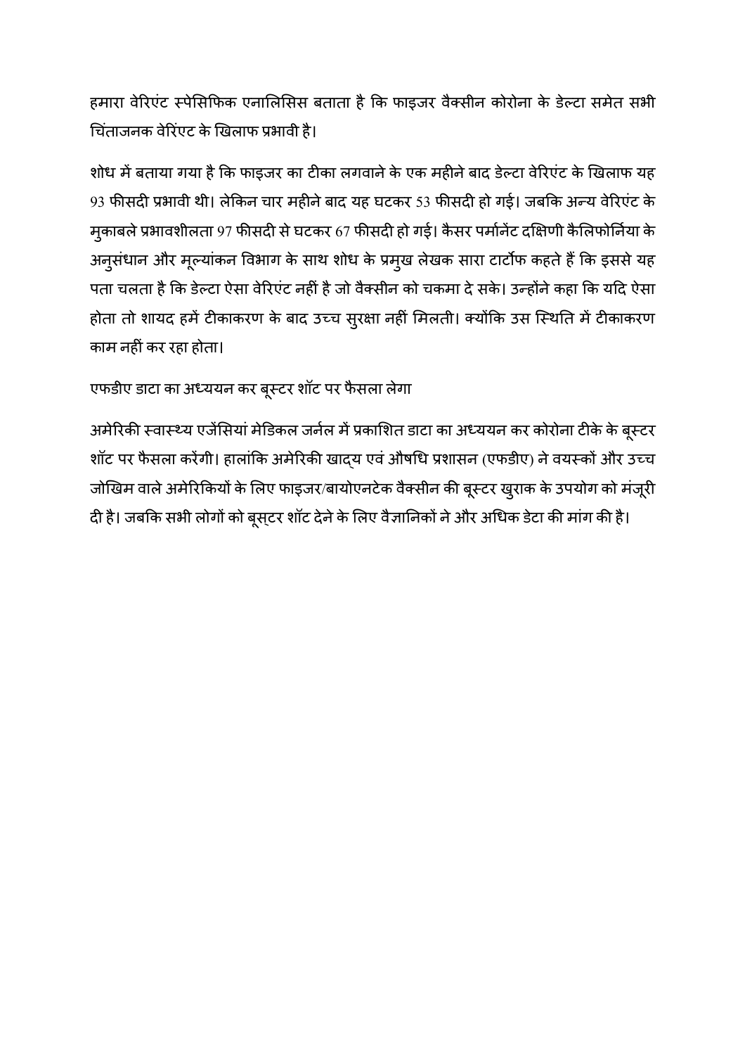हमारा वेरिएंट स्पेसिफिक एनालिसिस बताता है कि फाइजर वैक्सीन कोरोना के डेल्टा समेत सभी चिंताजनक वेरिंएट के खिलाफ प्रभावी है।

शोध में बताया गया है कि फाइजर का टीका लगवाने के एक महीने बाद डेल्टा वेरिएंट के खिलाफ यह 93 फीसदी प्रभावी थी। लेकिन चार महीने बाद यह घटकर 53 फीसदी हो गई। जबकि अन्य वेरिएंट के मुकाबले प्रभावशीलता 97 फीसदी से घटकर 67 फीसदी हो गई। कैसर पर्मानेंट दक्षिणी कैलिफोर्निया के अनुसंधान और मूल्यांकन विभाग के साथ शोध के प्रमुख लेखक सारा टार्टोफ कहते हैं कि इससे यह पता चलता है कि डेल्टा ऐसा वेरिएंट नहीं है जो वैक्सीन को चकमा दे सके। उन्होंने कहा कि यदि ऐसा होता तो शायद हमें टीकाकरण के बाद उच्च सुरक्षा नहीं मिलती। क्योंकि उस स्थिति में टीकाकरण काम नहीं कर रहा होता।

एफडीए डाटा का अध्ययन कर बूस्टर शॉट पर फैसला लेगा

अमेरिकी स्वास्थ्य एजेंसियां मेडिकल जर्नल में प्रकाशित डाटा का अध्ययन कर कोरोना टीके के बूस्टर शॉट पर फैसला करेंगी। हालांकि अमेरिकी खाद्य एवं औषधि प्रशासन (एफडीए) ने वयस्कों और उच्च जोखिम वाले अमेरिकियों के लिए फाइजर/बायोएनटेक वैक्सीन की बूस्टर खुराक के उपयोग को मंजूरी दी है। जबकि सभी लोगों को बूस्टर शॉट देने के लिए वैज्ञानिकों ने और अधिक डेटा की मांग की है।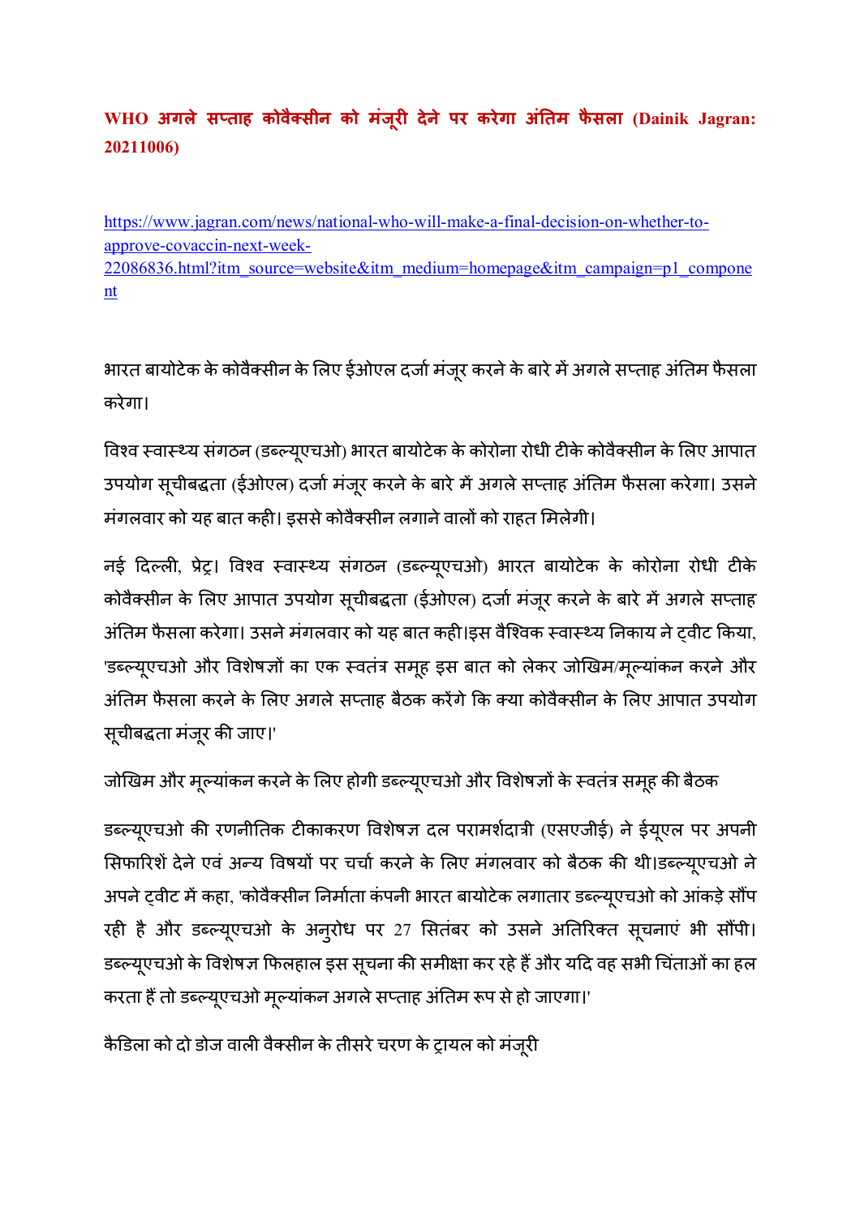**WHO अगले सप्ताह कोवैक्सीन को मंजूरी देने पर करेगा अंतिम फैसला (Dainik Jagran: 20211006)**

https://www.jagran.com/news/national-who-will-make-a-final-decision-on-whether-to-approve-covaccin-next-week-22086836.html?itm_source=website&itm_medium=homepage&itm_campaign=p1_component

भारत बायोटेक के कोवैक्सीन के लिए ईओएल दर्जा मंजूर करने के बारे में अगले सप्ताह अंतिम फैसला करेगा।

विश्व स्वास्थ्य संगठन (डब्ल्यूएचओ) भारत बायोटेक के कोरोना रोधी टीके कोवैक्सीन के लिए आपात उपयोग सूचीबद्धता (ईओएल) दर्जा मंजूर करने के बारे में अगले सप्ताह अंतिम फैसला करेगा। उसने मंगलवार को यह बात कही। इससे कोवैक्सीन लगाने वालों को राहत मिलेगी।

नई दिल्ली, प्रेट्र। विश्व स्वास्थ्य संगठन (डब्ल्यूएचओ) भारत बायोटेक के कोरोना रोधी टीके कोवैक्सीन के लिए आपात उपयोग सूचीबद्धता (ईओएल) दर्जा मंजूर करने के बारे में अगले सप्ताह अंतिम फैसला करेगा। उसने मंगलवार को यह बात कही।इस वैश्विक स्वास्थ्य निकाय ने ट्वीट किया, 'डब्ल्यूएचओ और विशेषज्ञों का एक स्वतंत्र समूह इस बात को लेकर जोखिम/मूल्यांकन करने और अंतिम फैसला करने के लिए अगले सप्ताह बैठक करेंगे कि क्या कोवैक्सीन के लिए आपात उपयोग सूचीबद्धता मंजूर की जाए।'

जोखिम और मूल्यांकन करने के लिए होगी डब्ल्यूएचओ और विशेषज्ञों के स्वतंत्र समूह की बैठक

डब्ल्यूएचओ की रणनीतिक टीकाकरण विशेषज्ञ दल परामर्शदात्री (एसएजीई) ने ईयूएल पर अपनी सिफारिशें देने एवं अन्य विषयों पर चर्चा करने के लिए मंगलवार को बैठक की थी।डब्ल्यूएचओ ने अपने ट्वीट में कहा, 'कोवैक्सीन निर्माता कंपनी भारत बायोटेक लगातार डब्ल्यूएचओ को आंकड़े सौंप रही है और डब्ल्यूएचओ के अनुरोध पर 27 सितंबर को उसने अतिरिक्त सूचनाएं भी सौंपी। डब्ल्यूएचओ के विशेषज्ञ फिलहाल इस सूचना की समीक्षा कर रहे हैं और यदि वह सभी चिंताओं का हल करता हैं तो डब्ल्यूएचओ मूल्यांकन अगले सप्ताह अंतिम रूप से हो जाएगा।'

कैडिला को दो डोज वाली वैक्सीन के तीसरे चरण के ट्रायल को मंजूरी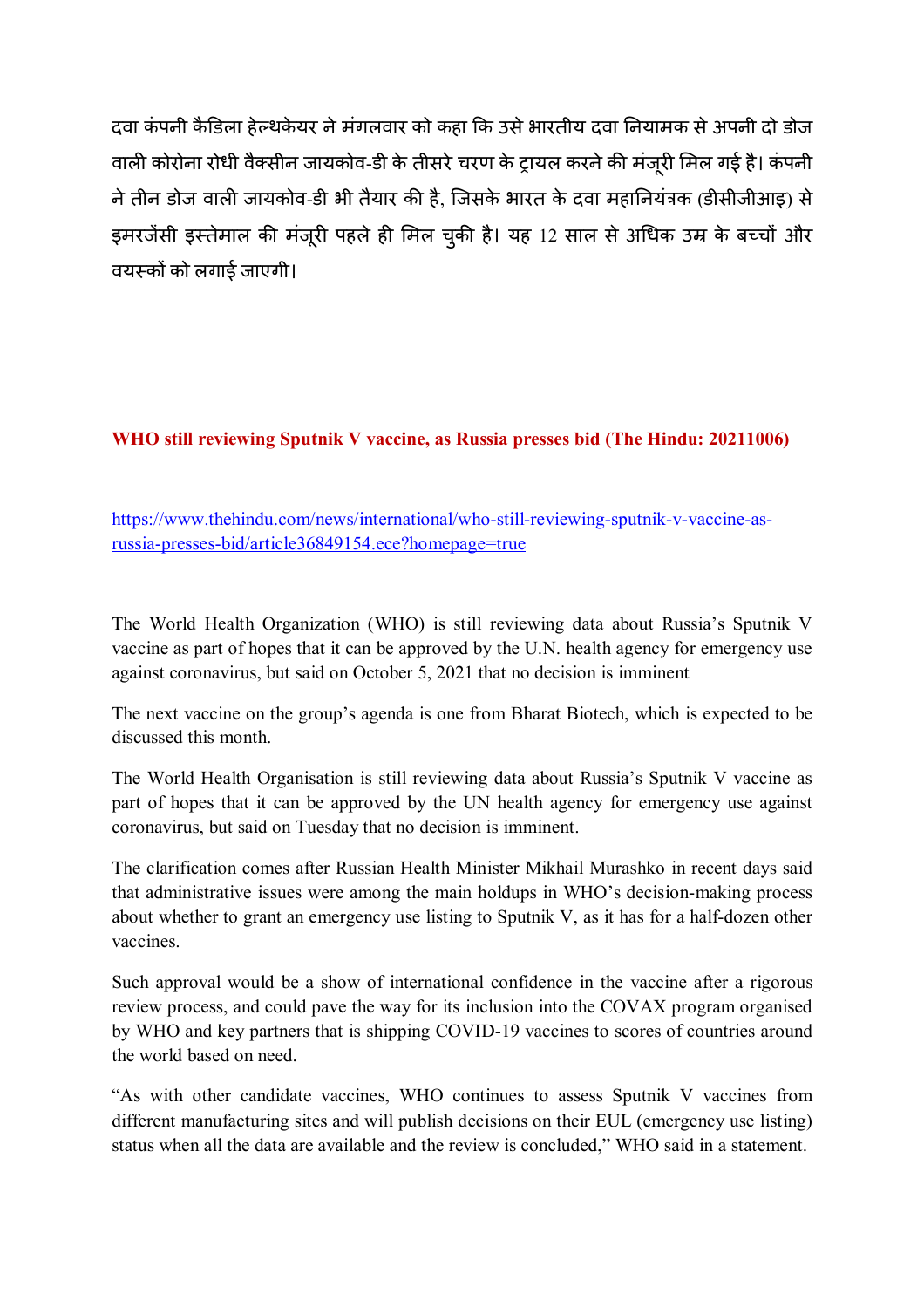दवा कंपनी कैडिला हेल्थकेयर ने मंगलवार को कहा कि उसे भारतीय दवा नियामक से अपनी दो डोज वाली कोरोना रोधी वैक्सीन जायकोव-डी के तीसरे चरण के ट्रायल करने की मंजूरी मिल गई है। कंपनी ने तीन डोज वाली जायकोव-डी भी तैयार की है, जिसके भारत के दवा महानियंत्रक (डीसीजीआइ) से इमरजेंसी इस्तेमाल की मंजूरी पहले ही मिल चुकी है। यह 12 साल से अधिक उम्र के बच्चों और वयस्कों को लगाई जाएगी।

**WHO still reviewing Sputnik V vaccine, as Russia presses bid (The Hindu: 20211006)**

https://www.thehindu.com/news/international/who-still-reviewing-sputnik-v-vaccine-as-russia-presses-bid/article36849154.ece?homepage=true

The World Health Organization (WHO) is still reviewing data about Russia's Sputnik V vaccine as part of hopes that it can be approved by the U.N. health agency for emergency use against coronavirus, but said on October 5, 2021 that no decision is imminent

The next vaccine on the group's agenda is one from Bharat Biotech, which is expected to be discussed this month.

The World Health Organisation is still reviewing data about Russia's Sputnik V vaccine as part of hopes that it can be approved by the UN health agency for emergency use against coronavirus, but said on Tuesday that no decision is imminent.

The clarification comes after Russian Health Minister Mikhail Murashko in recent days said that administrative issues were among the main holdups in WHO's decision-making process about whether to grant an emergency use listing to Sputnik V, as it has for a half-dozen other vaccines.

Such approval would be a show of international confidence in the vaccine after a rigorous review process, and could pave the way for its inclusion into the COVAX program organised by WHO and key partners that is shipping COVID-19 vaccines to scores of countries around the world based on need.

"As with other candidate vaccines, WHO continues to assess Sputnik V vaccines from different manufacturing sites and will publish decisions on their EUL (emergency use listing) status when all the data are available and the review is concluded," WHO said in a statement.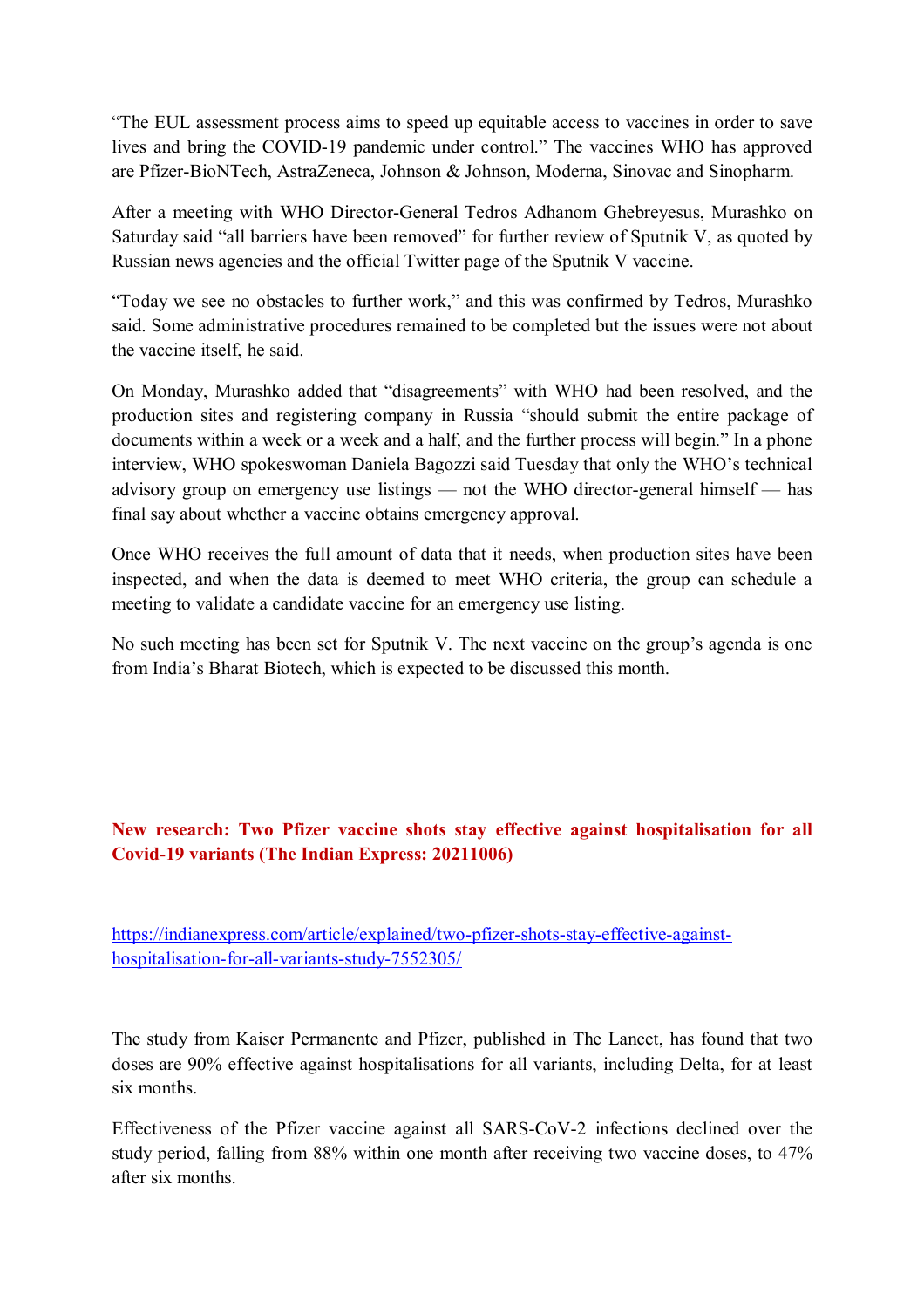"The EUL assessment process aims to speed up equitable access to vaccines in order to save lives and bring the COVID-19 pandemic under control." The vaccines WHO has approved are Pfizer-BioNTech, AstraZeneca, Johnson & Johnson, Moderna, Sinovac and Sinopharm.

After a meeting with WHO Director-General Tedros Adhanom Ghebreyesus, Murashko on Saturday said "all barriers have been removed" for further review of Sputnik V, as quoted by Russian news agencies and the official Twitter page of the Sputnik V vaccine.

"Today we see no obstacles to further work," and this was confirmed by Tedros, Murashko said. Some administrative procedures remained to be completed but the issues were not about the vaccine itself, he said.

On Monday, Murashko added that "disagreements" with WHO had been resolved, and the production sites and registering company in Russia "should submit the entire package of documents within a week or a week and a half, and the further process will begin." In a phone interview, WHO spokeswoman Daniela Bagozzi said Tuesday that only the WHO's technical advisory group on emergency use listings — not the WHO director-general himself — has final say about whether a vaccine obtains emergency approval.

Once WHO receives the full amount of data that it needs, when production sites have been inspected, and when the data is deemed to meet WHO criteria, the group can schedule a meeting to validate a candidate vaccine for an emergency use listing.

No such meeting has been set for Sputnik V. The next vaccine on the group's agenda is one from India's Bharat Biotech, which is expected to be discussed this month.

## New research: Two Pfizer vaccine shots stay effective against hospitalisation for all Covid-19 variants (The Indian Express: 20211006)

https://indianexpress.com/article/explained/two-pfizer-shots-stay-effective-against-hospitalisation-for-all-variants-study-7552305/

The study from Kaiser Permanente and Pfizer, published in The Lancet, has found that two doses are 90% effective against hospitalisations for all variants, including Delta, for at least six months.

Effectiveness of the Pfizer vaccine against all SARS-CoV-2 infections declined over the study period, falling from 88% within one month after receiving two vaccine doses, to 47% after six months.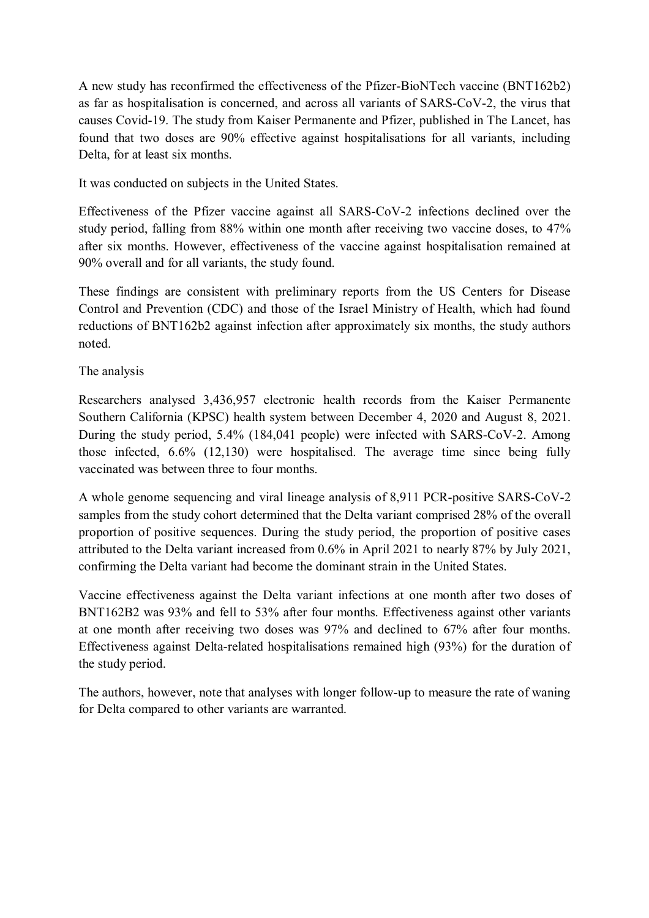A new study has reconfirmed the effectiveness of the Pfizer-BioNTech vaccine (BNT162b2) as far as hospitalisation is concerned, and across all variants of SARS-CoV-2, the virus that causes Covid-19. The study from Kaiser Permanente and Pfizer, published in The Lancet, has found that two doses are 90% effective against hospitalisations for all variants, including Delta, for at least six months.

It was conducted on subjects in the United States.

Effectiveness of the Pfizer vaccine against all SARS-CoV-2 infections declined over the study period, falling from 88% within one month after receiving two vaccine doses, to 47% after six months. However, effectiveness of the vaccine against hospitalisation remained at 90% overall and for all variants, the study found.

These findings are consistent with preliminary reports from the US Centers for Disease Control and Prevention (CDC) and those of the Israel Ministry of Health, which had found reductions of BNT162b2 against infection after approximately six months, the study authors noted.

The analysis

Researchers analysed 3,436,957 electronic health records from the Kaiser Permanente Southern California (KPSC) health system between December 4, 2020 and August 8, 2021. During the study period, 5.4% (184,041 people) were infected with SARS-CoV-2. Among those infected, 6.6% (12,130) were hospitalised. The average time since being fully vaccinated was between three to four months.

A whole genome sequencing and viral lineage analysis of 8,911 PCR-positive SARS-CoV-2 samples from the study cohort determined that the Delta variant comprised 28% of the overall proportion of positive sequences. During the study period, the proportion of positive cases attributed to the Delta variant increased from 0.6% in April 2021 to nearly 87% by July 2021, confirming the Delta variant had become the dominant strain in the United States.

Vaccine effectiveness against the Delta variant infections at one month after two doses of BNT162B2 was 93% and fell to 53% after four months. Effectiveness against other variants at one month after receiving two doses was 97% and declined to 67% after four months. Effectiveness against Delta-related hospitalisations remained high (93%) for the duration of the study period.

The authors, however, note that analyses with longer follow-up to measure the rate of waning for Delta compared to other variants are warranted.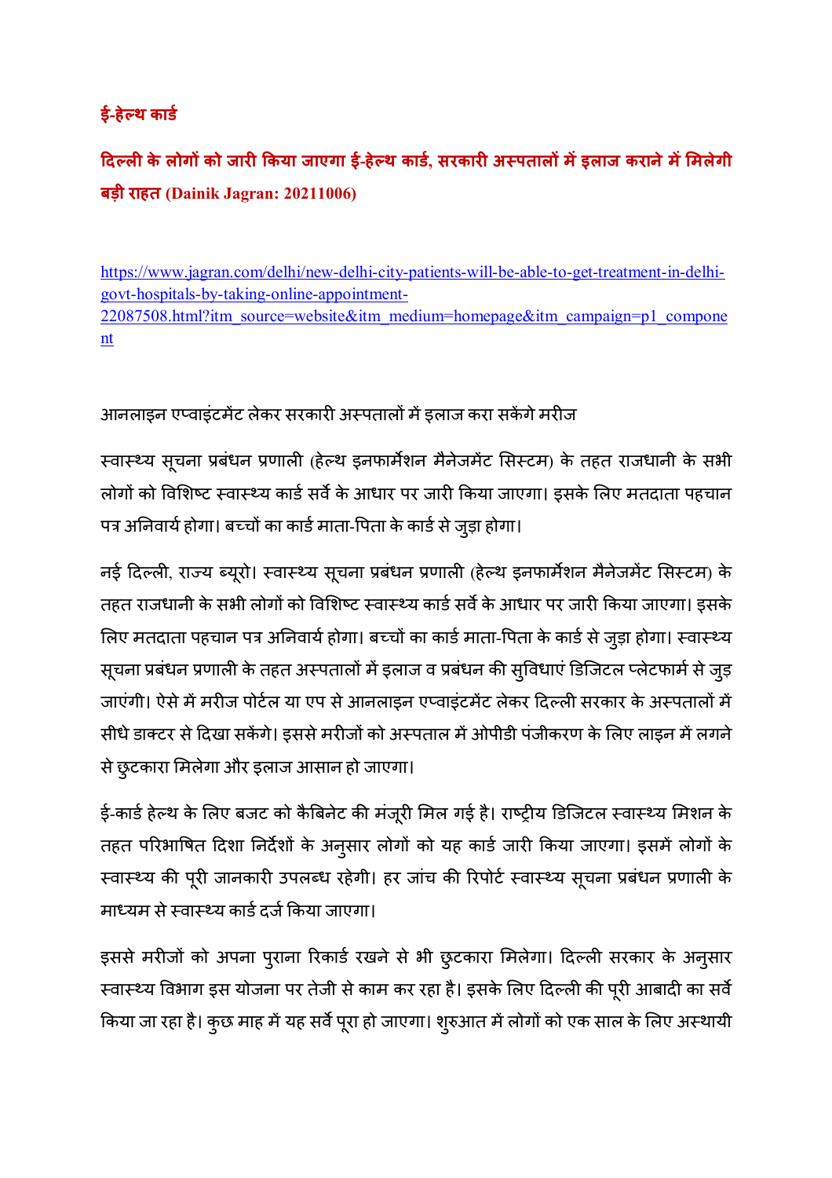**ई-हेल्थ कार्ड**

## दिल्ली के लोगों को जारी किया जाएगा ई-हेल्थ कार्ड, सरकारी अस्पतालों में इलाज कराने में मिलेगी बड़ी राहत (Dainik Jagran: 20211006)

https://www.jagran.com/delhi/new-delhi-city-patients-will-be-able-to-get-treatment-in-delhi-govt-hospitals-by-taking-online-appointment-22087508.html?itm_source=website&itm_medium=homepage&itm_campaign=p1_component

आनलाइन एप्वाइंटमेंट लेकर सरकारी अस्पतालों में इलाज करा सकेंगे मरीज

स्वास्थ्य सूचना प्रबंधन प्रणाली (हेल्थ इनफार्मेशन मैनेजमेंट सिस्टम) के तहत राजधानी के सभी लोगों को विशिष्ट स्वास्थ्य कार्ड सर्वे के आधार पर जारी किया जाएगा। इसके लिए मतदाता पहचान पत्र अनिवार्य होगा। बच्चों का कार्ड माता-पिता के कार्ड से जुड़ा होगा।

नई दिल्ली, राज्य ब्यूरो। स्वास्थ्य सूचना प्रबंधन प्रणाली (हेल्थ इनफार्मेशन मैनेजमेंट सिस्टम) के तहत राजधानी के सभी लोगों को विशिष्ट स्वास्थ्य कार्ड सर्वे के आधार पर जारी किया जाएगा। इसके लिए मतदाता पहचान पत्र अनिवार्य होगा। बच्चों का कार्ड माता-पिता के कार्ड से जुड़ा होगा। स्वास्थ्य सूचना प्रबंधन प्रणाली के तहत अस्पतालों में इलाज व प्रबंधन की सुविधाएं डिजिटल प्लेटफार्म से जुड़ जाएंगी। ऐसे में मरीज पोर्टल या एप से आनलाइन एप्वाइंटमेंट लेकर दिल्ली सरकार के अस्पतालों में सीधे डाक्टर से दिखा सकेंगे। इससे मरीजों को अस्पताल में ओपीडी पंजीकरण के लिए लाइन में लगने से छुटकारा मिलेगा और इलाज आसान हो जाएगा।

ई-कार्ड हेल्थ के लिए बजट को कैबिनेट की मंजूरी मिल गई है। राष्ट्रीय डिजिटल स्वास्थ्य मिशन के तहत परिभाषित दिशा निर्देशों के अनुसार लोगों को यह कार्ड जारी किया जाएगा। इसमें लोगों के स्वास्थ्य की पूरी जानकारी उपलब्ध रहेगी। हर जांच की रिपोर्ट स्वास्थ्य सूचना प्रबंधन प्रणाली के माध्यम से स्वास्थ्य कार्ड दर्ज किया जाएगा।

इससे मरीजों को अपना पुराना रिकार्ड रखने से भी छुटकारा मिलेगा। दिल्ली सरकार के अनुसार स्वास्थ्य विभाग इस योजना पर तेजी से काम कर रहा है। इसके लिए दिल्ली की पूरी आबादी का सर्वे किया जा रहा है। कुछ माह में यह सर्वे पूरा हो जाएगा। शुरुआत में लोगों को एक साल के लिए अस्थायी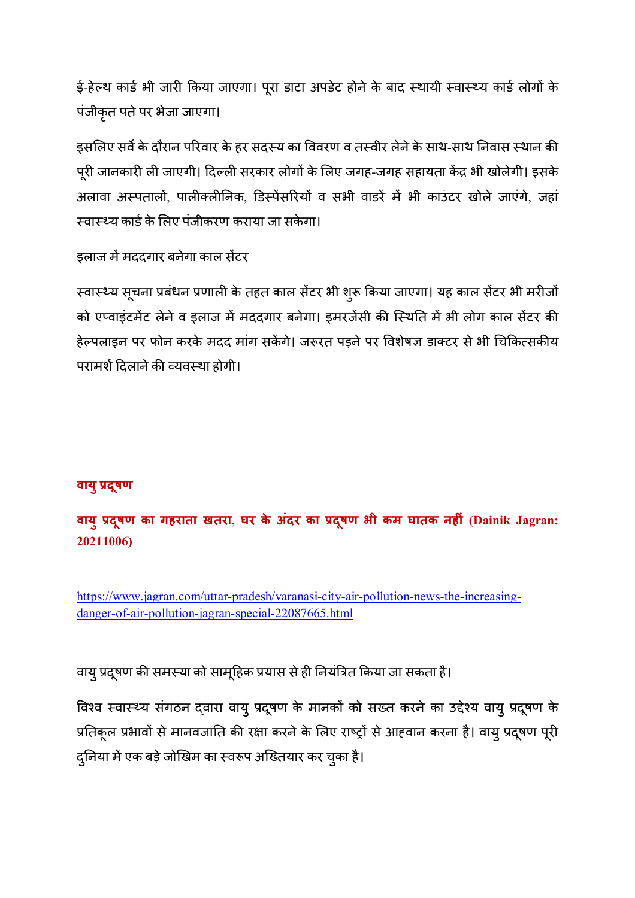ई-हेल्थ कार्ड भी जारी किया जाएगा। पूरा डाटा अपडेट होने के बाद स्थायी स्वास्थ्य कार्ड लोगों के पंजीकृत पते पर भेजा जाएगा।

इसलिए सर्वे के दौरान परिवार के हर सदस्य का विवरण व तस्वीर लेने के साथ-साथ निवास स्थान की पूरी जानकारी ली जाएगी। दिल्ली सरकार लोगों के लिए जगह-जगह सहायता केंद्र भी खोलेगी। इसके अलावा अस्पतालों, पालीक्लीनिक, डिस्पेंसरियों व सभी वार्डों में भी काउंटर खोले जाएंगे, जहां स्वास्थ्य कार्ड के लिए पंजीकरण कराया जा सकेगा।

इलाज में मददगार बनेगा काल सेंटर

स्वास्थ्य सूचना प्रबंधन प्रणाली के तहत काल सेंटर भी शुरू किया जाएगा। यह काल सेंटर भी मरीजों को एप्वाइंटमेंट लेने व इलाज में मददगार बनेगा। इमरजेंसी की स्थिति में भी लोग काल सेंटर की हेल्पलाइन पर फोन करके मदद मांग सकेंगे। जरूरत पड़ने पर विशेषज्ञ डाक्टर से भी चिकित्सकीय परामर्श दिलाने की व्यवस्था होगी।

## वायु प्रदूषण

### वायु प्रदूषण का गहराता खतरा, घर के अंदर का प्रदूषण भी कम घातक नहीं (Dainik Jagran: 20211006)

https://www.jagran.com/uttar-pradesh/varanasi-city-air-pollution-news-the-increasing-danger-of-air-pollution-jagran-special-22087665.html

वायु प्रदूषण की समस्या को सामूहिक प्रयास से ही नियंत्रित किया जा सकता है।

विश्व स्वास्थ्य संगठन द्वारा वायु प्रदूषण के मानकों को सख्त करने का उद्देश्य वायु प्रदूषण के प्रतिकूल प्रभावों से मानवजाति की रक्षा करने के लिए राष्ट्रों से आह्वान करना है। वायु प्रदूषण पूरी दुनिया में एक बड़े जोखिम का स्वरूप अख्तियार कर चुका है।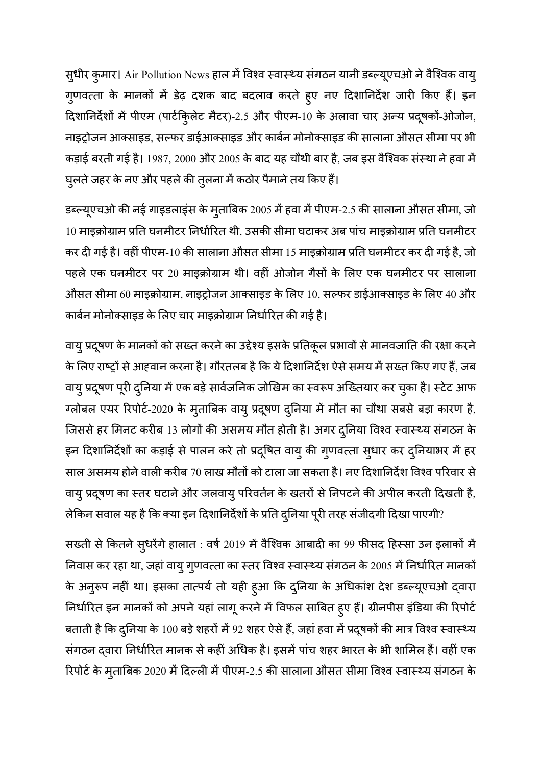सुधीर कुमार। Air Pollution News हाल में विश्व स्वास्थ्य संगठन यानी डब्ल्यूएचओ ने वैश्विक वायु गुणवत्ता के मानकों में डेढ़ दशक बाद बदलाव करते हुए नए दिशानिर्देश जारी किए हैं। इन दिशानिर्देशों में पीएम (पार्टिकुलेट मैटर)-2.5 और पीएम-10 के अलावा चार अन्य प्रदूषकों-ओजोन, नाइट्रोजन आक्साइड, सल्फर डाईआक्साइड और कार्बन मोनोक्साइड की सालाना औसत सीमा पर भी कड़ाई बरती गई है। 1987, 2000 और 2005 के बाद यह चौथी बार है, जब इस वैश्विक संस्था ने हवा में घुलते जहर के नए और पहले की तुलना में कठोर पैमाने तय किए हैं।

डब्ल्यूएचओ की नई गाइडलाइंस के मुताबिक 2005 में हवा में पीएम-2.5 की सालाना औसत सीमा, जो 10 माइक्रोग्राम प्रति घनमीटर निर्धारित थी, उसकी सीमा घटाकर अब पांच माइक्रोग्राम प्रति घनमीटर कर दी गई है। वहीं पीएम-10 की सालाना औसत सीमा 15 माइक्रोग्राम प्रति घनमीटर कर दी गई है, जो पहले एक घनमीटर पर 20 माइक्रोग्राम थी। वहीं ओजोन गैसों के लिए एक घनमीटर पर सालाना औसत सीमा 60 माइक्रोग्राम, नाइट्रोजन आक्साइड के लिए 10, सल्फर डाईआक्साइड के लिए 40 और कार्बन मोनोक्साइड के लिए चार माइक्रोग्राम निर्धारित की गई है।

वायु प्रदूषण के मानकों को सख्त करने का उद्देश्य इसके प्रतिकूल प्रभावों से मानवजाति की रक्षा करने के लिए राष्ट्रों से आह्वान करना है। गौरतलब है कि ये दिशानिर्देश ऐसे समय में सख्त किए गए हैं, जब वायु प्रदूषण पूरी दुनिया में एक बड़े सार्वजनिक जोखिम का स्वरूप अख्तियार कर चुका है। स्टेट आफ ग्लोबल एयर रिपोर्ट-2020 के मुताबिक वायु प्रदूषण दुनिया में मौत का चौथा सबसे बड़ा कारण है, जिससे हर मिनट करीब 13 लोगों की असमय मौत होती है। अगर दुनिया विश्व स्वास्थ्य संगठन के इन दिशानिर्देशों का कड़ाई से पालन करे तो प्रदूषित वायु की गुणवत्ता सुधार कर दुनियाभर में हर साल असमय होने वाली करीब 70 लाख मौतों को टाला जा सकता है। नए दिशानिर्देश विश्व परिवार से वायु प्रदूषण का स्तर घटाने और जलवायु परिवर्तन के खतरों से निपटने की अपील करती दिखती है, लेकिन सवाल यह है कि क्या इन दिशानिर्देशों के प्रति दुनिया पूरी तरह संजीदगी दिखा पाएगी?

सख्ती से कितने सुधरेंगे हालात : वर्ष 2019 में वैश्विक आबादी का 99 फीसद हिस्सा उन इलाकों में निवास कर रहा था, जहां वायु गुणवत्ता का स्तर विश्व स्वास्थ्य संगठन के 2005 में निर्धारित मानकों के अनुरूप नहीं था। इसका तात्पर्य तो यही हुआ कि दुनिया के अधिकांश देश डब्ल्यूएचओ द्वारा निर्धारित इन मानकों को अपने यहां लागू करने में विफल साबित हुए हैं। ग्रीनपीस इंडिया की रिपोर्ट बताती है कि दुनिया के 100 बड़े शहरों में 92 शहर ऐसे हैं, जहां हवा में प्रदूषकों की मात्र विश्व स्वास्थ्य संगठन द्वारा निर्धारित मानक से कहीं अधिक है। इसमें पांच शहर भारत के भी शामिल हैं। वहीं एक रिपोर्ट के मुताबिक 2020 में दिल्ली में पीएम-2.5 की सालाना औसत सीमा विश्व स्वास्थ्य संगठन के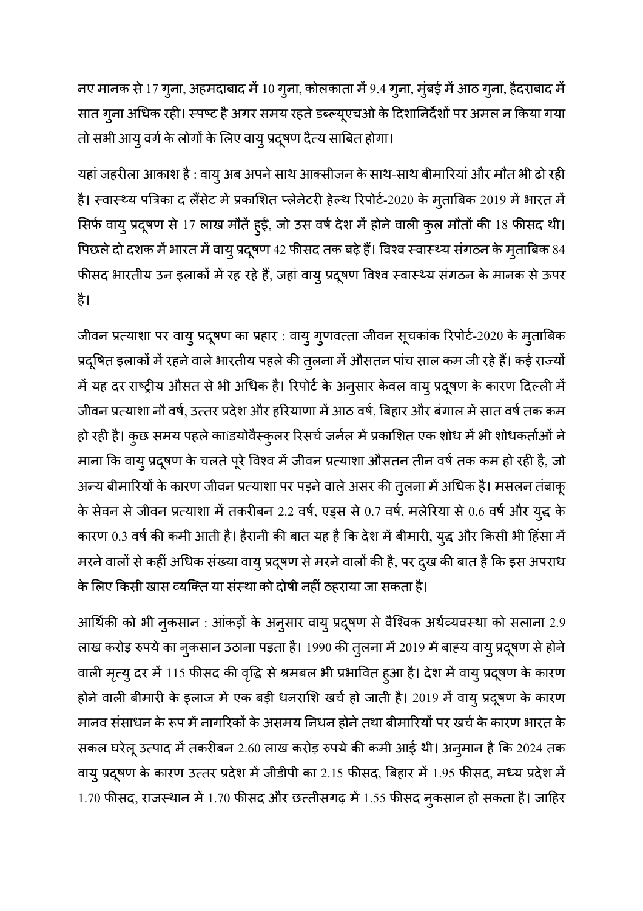नए मानक से 17 गुना, अहमदाबाद में 10 गुना, कोलकाता में 9.4 गुना, मुंबई में आठ गुना, हैदराबाद में सात गुना अधिक रही। स्पष्ट है अगर समय रहते डब्ल्यूएचओ के दिशानिर्देशों पर अमल न किया गया तो सभी आयु वर्ग के लोगों के लिए वायु प्रदूषण दैत्य साबित होगा।

यहां जहरीला आकाश है : वायु अब अपने साथ आक्सीजन के साथ-साथ बीमारियां और मौत भी ढो रही है। स्वास्थ्य पत्रिका द लैंसेट में प्रकाशित प्लेनेटरी हेल्थ रिपोर्ट-2020 के मुताबिक 2019 में भारत में सिर्फ वायु प्रदूषण से 17 लाख मौतें हुईं, जो उस वर्ष देश में होने वाली कुल मौतों की 18 फीसद थी। पिछले दो दशक में भारत में वायु प्रदूषण 42 फीसद तक बढ़े हैं। विश्व स्वास्थ्य संगठन के मुताबिक 84 फीसद भारतीय उन इलाकों में रह रहे हैं, जहां वायु प्रदूषण विश्व स्वास्थ्य संगठन के मानक से ऊपर है।

जीवन प्रत्याशा पर वायु प्रदूषण का प्रहार : वायु गुणवत्ता जीवन सूचकांक रिपोर्ट-2020 के मुताबिक प्रदूषित इलाकों में रहने वाले भारतीय पहले की तुलना में औसतन पांच साल कम जी रहे हैं। कई राज्यों में यह दर राष्ट्रीय औसत से भी अधिक है। रिपोर्ट के अनुसार केवल वायु प्रदूषण के कारण दिल्ली में जीवन प्रत्याशा नौ वर्ष, उत्तर प्रदेश और हरियाणा में आठ वर्ष, बिहार और बंगाल में सात वर्ष तक कम हो रही है। कुछ समय पहले कार्डियोवैस्कुलर रिसर्च जर्नल में प्रकाशित एक शोध में भी शोधकर्ताओं ने माना कि वायु प्रदूषण के चलते पूरे विश्व में जीवन प्रत्याशा औसतन तीन वर्ष तक कम हो रही है, जो अन्य बीमारियों के कारण जीवन प्रत्याशा पर पड़ने वाले असर की तुलना में अधिक है। मसलन तंबाकू के सेवन से जीवन प्रत्याशा में तकरीबन 2.2 वर्ष, एड्स से 0.7 वर्ष, मलेरिया से 0.6 वर्ष और युद्ध के कारण 0.3 वर्ष की कमी आती है। हैरानी की बात यह है कि देश में बीमारी, युद्ध और किसी भी हिंसा में मरने वालों से कहीं अधिक संख्या वायु प्रदूषण से मरने वालों की है, पर दुख की बात है कि इस अपराध के लिए किसी खास व्यक्ति या संस्था को दोषी नहीं ठहराया जा सकता है।

आर्थिकी को भी नुकसान : आंकड़ों के अनुसार वायु प्रदूषण से वैश्विक अर्थव्यवस्था को सलाना 2.9 लाख करोड़ रुपये का नुकसान उठाना पड़ता है। 1990 की तुलना में 2019 में बाह्य वायु प्रदूषण से होने वाली मृत्यु दर में 115 फीसद की वृद्धि से श्रमबल भी प्रभावित हुआ है। देश में वायु प्रदूषण के कारण होने वाली बीमारी के इलाज में एक बड़ी धनराशि खर्च हो जाती है। 2019 में वायु प्रदूषण के कारण मानव संसाधन के रूप में नागरिकों के असमय निधन होने तथा बीमारियों पर खर्च के कारण भारत के सकल घरेलू उत्पाद में तकरीबन 2.60 लाख करोड़ रुपये की कमी आई थी। अनुमान है कि 2024 तक वायु प्रदूषण के कारण उत्तर प्रदेश में जीडीपी का 2.15 फीसद, बिहार में 1.95 फीसद, मध्य प्रदेश में 1.70 फीसद, राजस्थान में 1.70 फीसद और छत्तीसगढ़ में 1.55 फीसद नुकसान हो सकता है। जाहिर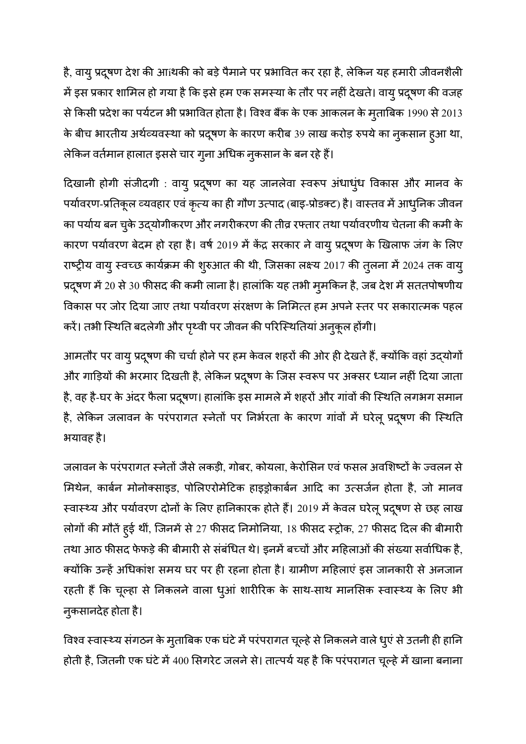है, वायु प्रदूषण देश की आंथकी को बड़े पैमाने पर प्रभावित कर रहा है, लेकिन यह हमारी जीवनशैली में इस प्रकार शामिल हो गया है कि इसे हम एक समस्या के तौर पर नहीं देखते। वायु प्रदूषण की वजह से किसी प्रदेश का पर्यटन भी प्रभावित होता है। विश्व बैंक के एक आकलन के मुताबिक 1990 से 2013 के बीच भारतीय अर्थव्यवस्था को प्रदूषण के कारण करीब 39 लाख करोड़ रुपये का नुकसान हुआ था, लेकिन वर्तमान हालात इससे चार गुना अधिक नुकसान के बन रहे हैं।

दिखानी होगी संजीदगी : वायु प्रदूषण का यह जानलेवा स्वरूप अंधाधुंध विकास और मानव के पर्यावरण-प्रतिकूल व्यवहार एवं कृत्य का ही गौण उत्पाद (बाइ-प्रोडक्ट) है। वास्तव में आधुनिक जीवन का पर्याय बन चुके उद्योगीकरण और नगरीकरण की तीव्र रफ्तार तथा पर्यावरणीय चेतना की कमी के कारण पर्यावरण बेदम हो रहा है। वर्ष 2019 में केंद्र सरकार ने वायु प्रदूषण के खिलाफ जंग के लिए राष्ट्रीय वायु स्वच्छ कार्यक्रम की शुरुआत की थी, जिसका लक्ष्य 2017 की तुलना में 2024 तक वायु प्रदूषण में 20 से 30 फीसद की कमी लाना है। हालांकि यह तभी मुमकिन है, जब देश में सततपोषणीय विकास पर जोर दिया जाए तथा पर्यावरण संरक्षण के निमित्त हम अपने स्तर पर सकारात्मक पहल करें। तभी स्थिति बदलेगी और पृथ्वी पर जीवन की परिस्थितियां अनुकूल होंगी।

आमतौर पर वायु प्रदूषण की चर्चा होने पर हम केवल शहरों की ओर ही देखते हैं, क्योंकि वहां उद्योगों और गाड़ियों की भरमार दिखती है, लेकिन प्रदूषण के जिस स्वरूप पर अक्सर ध्यान नहीं दिया जाता है, वह है-घर के अंदर फैला प्रदूषण। हालांकि इस मामले में शहरों और गांवों की स्थिति लगभग समान है, लेकिन जलावन के परंपरागत स्नेतों पर निर्भरता के कारण गांवों में घरेलू प्रदूषण की स्थिति भयावह है।

जलावन के परंपरागत स्नेतों जैसे लकड़ी, गोबर, कोयला, केरोसिन एवं फसल अवशिष्टों के ज्वलन से मिथेन, कार्बन मोनोक्साइड, पोलिएरोमेटिक हाइड्रोकार्बन आदि का उत्सर्जन होता है, जो मानव स्वास्थ्य और पर्यावरण दोनों के लिए हानिकारक होते हैं। 2019 में केवल घरेलू प्रदूषण से छह लाख लोगों की मौतें हुई थीं, जिनमें से 27 फीसद निमोनिया, 18 फीसद स्ट्रोक, 27 फीसद दिल की बीमारी तथा आठ फीसद फेफड़े की बीमारी से संबंधित थे। इनमें बच्चों और महिलाओं की संख्या सर्वाधिक है, क्योंकि उन्हें अधिकांश समय घर पर ही रहना होता है। ग्रामीण महिलाएं इस जानकारी से अनजान रहती हैं कि चूल्हा से निकलने वाला धुआं शारीरिक के साथ-साथ मानसिक स्वास्थ्य के लिए भी नुकसानदेह होता है।

विश्व स्वास्थ्य संगठन के मुताबिक एक घंटे में परंपरागत चूल्हे से निकलने वाले धुएं से उतनी ही हानि होती है, जितनी एक घंटे में 400 सिगरेट जलने से। तात्पर्य यह है कि परंपरागत चूल्हे में खाना बनाना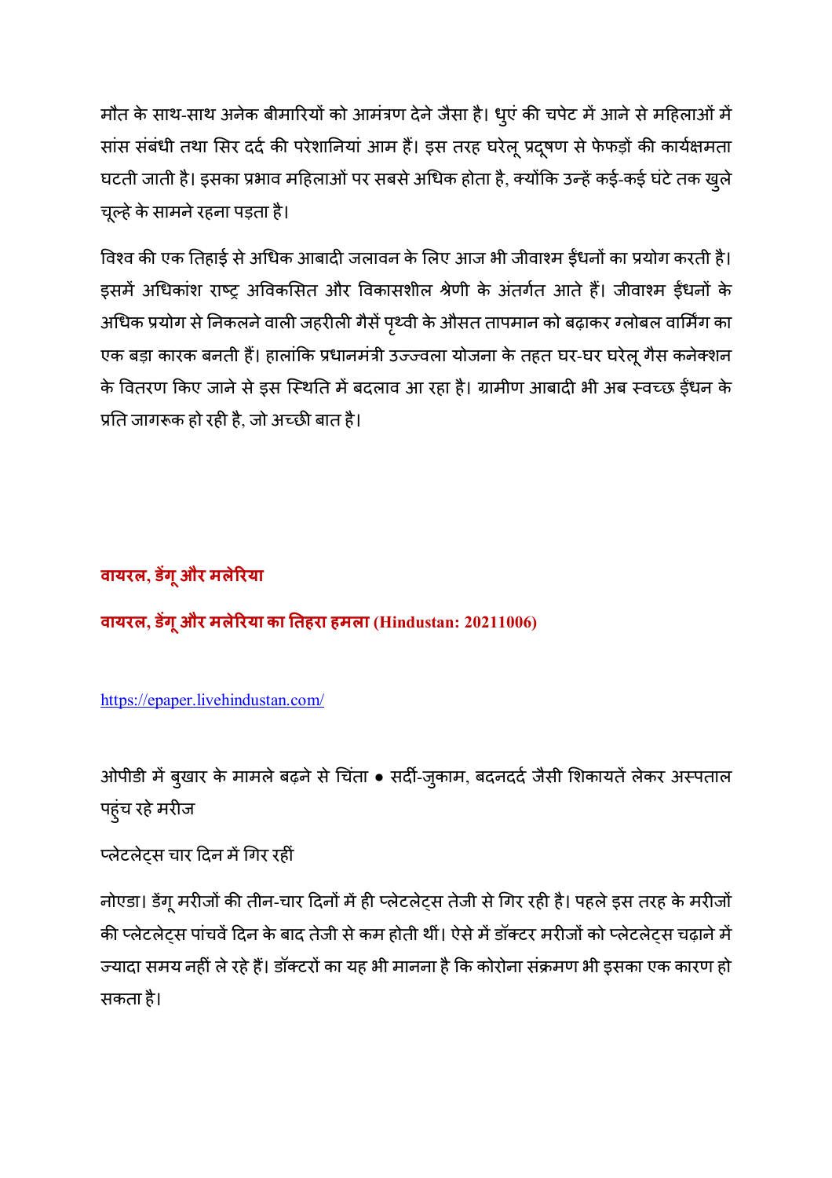मौत के साथ-साथ अनेक बीमारियों को आमंत्रण देने जैसा है। धुएं की चपेट में आने से महिलाओं में सांस संबंधी तथा सिर दर्द की परेशानियां आम हैं। इस तरह घरेलू प्रदूषण से फेफड़ों की कार्यक्षमता घटती जाती है। इसका प्रभाव महिलाओं पर सबसे अधिक होता है, क्योंकि उन्हें कई-कई घंटे तक खुले चूल्हे के सामने रहना पड़ता है।

विश्व की एक तिहाई से अधिक आबादी जलावन के लिए आज भी जीवाश्म ईंधनों का प्रयोग करती है। इसमें अधिकांश राष्ट्र अविकसित और विकासशील श्रेणी के अंतर्गत आते हैं। जीवाश्म ईंधनों के अधिक प्रयोग से निकलने वाली जहरीली गैसें पृथ्वी के औसत तापमान को बढ़ाकर ग्लोबल वार्मिंग का एक बड़ा कारक बनती हैं। हालांकि प्रधानमंत्री उज्ज्वला योजना के तहत घर-घर घरेलू गैस कनेक्शन के वितरण किए जाने से इस स्थिति में बदलाव आ रहा है। ग्रामीण आबादी भी अब स्वच्छ ईंधन के प्रति जागरूक हो रही है, जो अच्छी बात है।

## वायरल, डेंगू और मलेरिया

### वायरल, डेंगू और मलेरिया का तिहरा हमला (Hindustan: 20211006)

https://epaper.livehindustan.com/

ओपीडी में बुखार के मामले बढ़ने से चिंता • सर्दी-जुकाम, बदनदर्द जैसी शिकायतें लेकर अस्पताल पहुंच रहे मरीज

प्लेटलेट्स चार दिन में गिर रहीं

नोएडा। डेंगू मरीजों की तीन-चार दिनों में ही प्लेटलेट्स तेजी से गिर रही है। पहले इस तरह के मरीजों की प्लेटलेट्स पांचवें दिन के बाद तेजी से कम होती थीं। ऐसे में डॉक्टर मरीजों को प्लेटलेट्स चढ़ाने में ज्यादा समय नहीं ले रहे हैं। डॉक्टरों का यह भी मानना है कि कोरोना संक्रमण भी इसका एक कारण हो सकता है।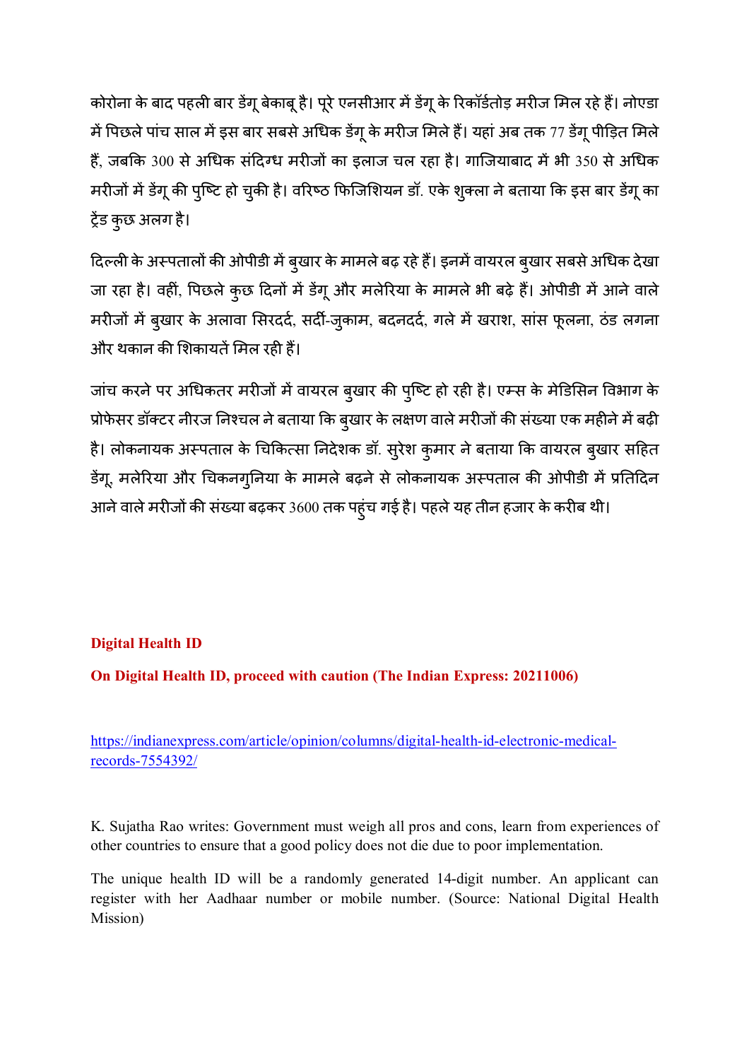कोरोना के बाद पहली बार डेंगू बेकाबू है। पूरे एनसीआर में डेंगू के रिकॉर्डतोड़ मरीज मिल रहे हैं। नोएडा में पिछले पांच साल में इस बार सबसे अधिक डेंगू के मरीज मिले हैं। यहां अब तक 77 डेंगू पीड़ित मिले हैं, जबकि 300 से अधिक संदिग्ध मरीजों का इलाज चल रहा है। गाजियाबाद में भी 350 से अधिक मरीजों में डेंगू की पुष्टि हो चुकी है। वरिष्ठ फिजिशियन डॉ. एके शुक्ला ने बताया कि इस बार डेंगू का ट्रेंड कुछ अलग है।

दिल्ली के अस्पतालों की ओपीडी में बुखार के मामले बढ़ रहे हैं। इनमें वायरल बुखार सबसे अधिक देखा जा रहा है। वहीं, पिछले कुछ दिनों में डेंगू और मलेरिया के मामले भी बढ़े हैं। ओपीडी में आने वाले मरीजों में बुखार के अलावा सिरदर्द, सर्दी-जुकाम, बदनदर्द, गले में खराश, सांस फूलना, ठंड लगना और थकान की शिकायतें मिल रही हैं।

जांच करने पर अधिकतर मरीजों में वायरल बुखार की पुष्टि हो रही है। एम्स के मेडिसिन विभाग के प्रोफेसर डॉक्टर नीरज निश्चल ने बताया कि बुखार के लक्षण वाले मरीजों की संख्या एक महीने में बढ़ी है। लोकनायक अस्पताल के चिकित्सा निदेशक डॉ. सुरेश कुमार ने बताया कि वायरल बुखार सहित डेंगू, मलेरिया और चिकनगुनिया के मामले बढ़ने से लोकनायक अस्पताल की ओपीडी में प्रतिदिन आने वाले मरीजों की संख्या बढ़कर 3600 तक पहुंच गई है। पहले यह तीन हजार के करीब थी।

**Digital Health ID**

**On Digital Health ID, proceed with caution (The Indian Express: 20211006)**

https://indianexpress.com/article/opinion/columns/digital-health-id-electronic-medical-records-7554392/

K. Sujatha Rao writes: Government must weigh all pros and cons, learn from experiences of other countries to ensure that a good policy does not die due to poor implementation.

The unique health ID will be a randomly generated 14-digit number. An applicant can register with her Aadhaar number or mobile number. (Source: National Digital Health Mission)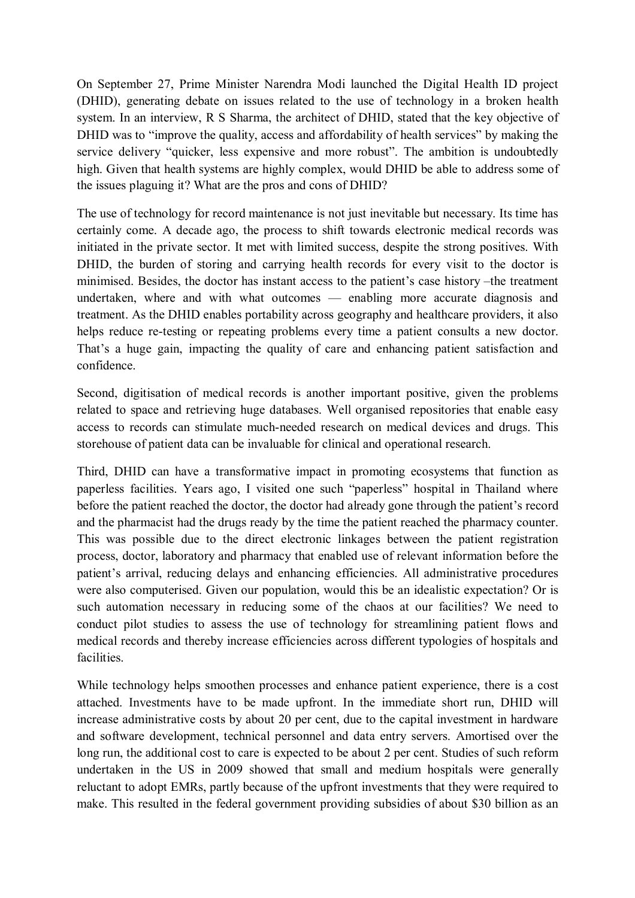On September 27, Prime Minister Narendra Modi launched the Digital Health ID project (DHID), generating debate on issues related to the use of technology in a broken health system. In an interview, R S Sharma, the architect of DHID, stated that the key objective of DHID was to "improve the quality, access and affordability of health services" by making the service delivery "quicker, less expensive and more robust". The ambition is undoubtedly high. Given that health systems are highly complex, would DHID be able to address some of the issues plaguing it? What are the pros and cons of DHID?

The use of technology for record maintenance is not just inevitable but necessary. Its time has certainly come. A decade ago, the process to shift towards electronic medical records was initiated in the private sector. It met with limited success, despite the strong positives. With DHID, the burden of storing and carrying health records for every visit to the doctor is minimised. Besides, the doctor has instant access to the patient's case history –the treatment undertaken, where and with what outcomes — enabling more accurate diagnosis and treatment. As the DHID enables portability across geography and healthcare providers, it also helps reduce re-testing or repeating problems every time a patient consults a new doctor. That's a huge gain, impacting the quality of care and enhancing patient satisfaction and confidence.

Second, digitisation of medical records is another important positive, given the problems related to space and retrieving huge databases. Well organised repositories that enable easy access to records can stimulate much-needed research on medical devices and drugs. This storehouse of patient data can be invaluable for clinical and operational research.

Third, DHID can have a transformative impact in promoting ecosystems that function as paperless facilities. Years ago, I visited one such "paperless" hospital in Thailand where before the patient reached the doctor, the doctor had already gone through the patient's record and the pharmacist had the drugs ready by the time the patient reached the pharmacy counter. This was possible due to the direct electronic linkages between the patient registration process, doctor, laboratory and pharmacy that enabled use of relevant information before the patient's arrival, reducing delays and enhancing efficiencies. All administrative procedures were also computerised. Given our population, would this be an idealistic expectation? Or is such automation necessary in reducing some of the chaos at our facilities? We need to conduct pilot studies to assess the use of technology for streamlining patient flows and medical records and thereby increase efficiencies across different typologies of hospitals and facilities.

While technology helps smoothen processes and enhance patient experience, there is a cost attached. Investments have to be made upfront. In the immediate short run, DHID will increase administrative costs by about 20 per cent, due to the capital investment in hardware and software development, technical personnel and data entry servers. Amortised over the long run, the additional cost to care is expected to be about 2 per cent. Studies of such reform undertaken in the US in 2009 showed that small and medium hospitals were generally reluctant to adopt EMRs, partly because of the upfront investments that they were required to make. This resulted in the federal government providing subsidies of about $30 billion as an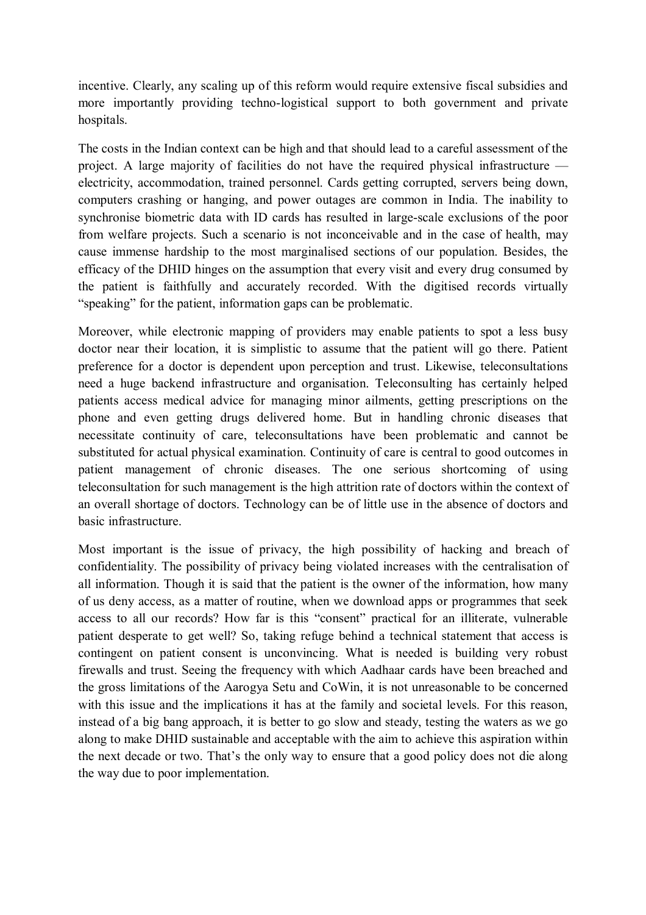incentive. Clearly, any scaling up of this reform would require extensive fiscal subsidies and more importantly providing techno-logistical support to both government and private hospitals.

The costs in the Indian context can be high and that should lead to a careful assessment of the project. A large majority of facilities do not have the required physical infrastructure — electricity, accommodation, trained personnel. Cards getting corrupted, servers being down, computers crashing or hanging, and power outages are common in India. The inability to synchronise biometric data with ID cards has resulted in large-scale exclusions of the poor from welfare projects. Such a scenario is not inconceivable and in the case of health, may cause immense hardship to the most marginalised sections of our population. Besides, the efficacy of the DHID hinges on the assumption that every visit and every drug consumed by the patient is faithfully and accurately recorded. With the digitised records virtually "speaking" for the patient, information gaps can be problematic.

Moreover, while electronic mapping of providers may enable patients to spot a less busy doctor near their location, it is simplistic to assume that the patient will go there. Patient preference for a doctor is dependent upon perception and trust. Likewise, teleconsultations need a huge backend infrastructure and organisation. Teleconsulting has certainly helped patients access medical advice for managing minor ailments, getting prescriptions on the phone and even getting drugs delivered home. But in handling chronic diseases that necessitate continuity of care, teleconsultations have been problematic and cannot be substituted for actual physical examination. Continuity of care is central to good outcomes in patient management of chronic diseases. The one serious shortcoming of using teleconsultation for such management is the high attrition rate of doctors within the context of an overall shortage of doctors. Technology can be of little use in the absence of doctors and basic infrastructure.

Most important is the issue of privacy, the high possibility of hacking and breach of confidentiality. The possibility of privacy being violated increases with the centralisation of all information. Though it is said that the patient is the owner of the information, how many of us deny access, as a matter of routine, when we download apps or programmes that seek access to all our records? How far is this "consent" practical for an illiterate, vulnerable patient desperate to get well? So, taking refuge behind a technical statement that access is contingent on patient consent is unconvincing. What is needed is building very robust firewalls and trust. Seeing the frequency with which Aadhaar cards have been breached and the gross limitations of the Aarogya Setu and CoWin, it is not unreasonable to be concerned with this issue and the implications it has at the family and societal levels. For this reason, instead of a big bang approach, it is better to go slow and steady, testing the waters as we go along to make DHID sustainable and acceptable with the aim to achieve this aspiration within the next decade or two. That's the only way to ensure that a good policy does not die along the way due to poor implementation.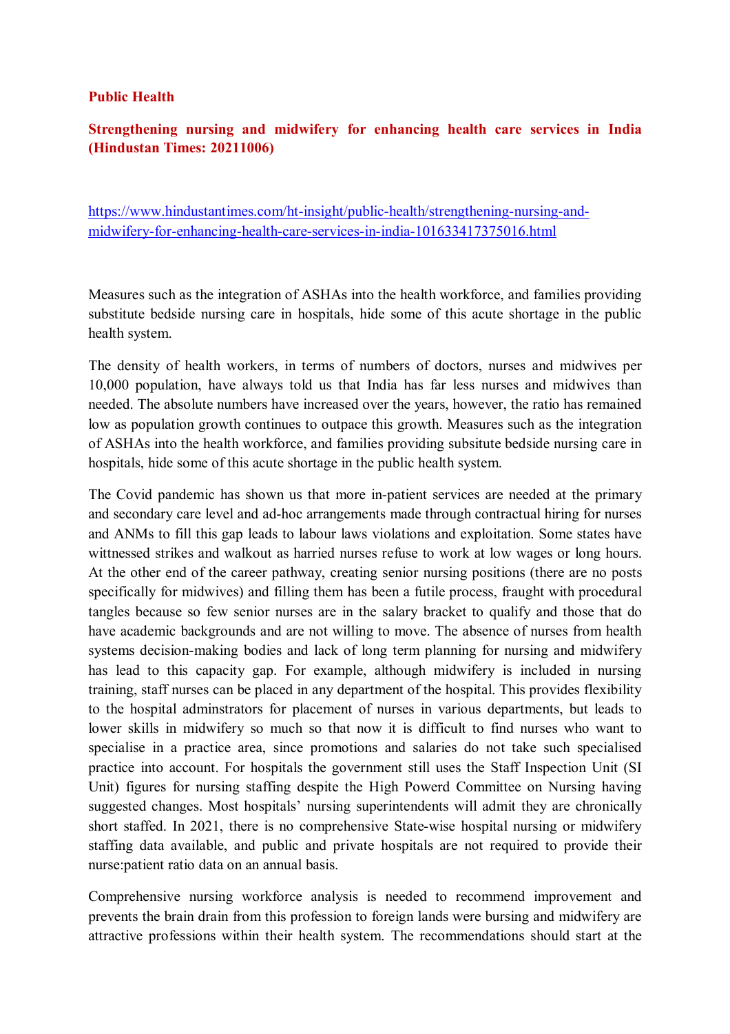**Public Health**

**Strengthening nursing and midwifery for enhancing health care services in India (Hindustan Times: 20211006)**

https://www.hindustantimes.com/ht-insight/public-health/strengthening-nursing-and-midwifery-for-enhancing-health-care-services-in-india-101633417375016.html

Measures such as the integration of ASHAs into the health workforce, and families providing substitute bedside nursing care in hospitals, hide some of this acute shortage in the public health system.

The density of health workers, in terms of numbers of doctors, nurses and midwives per 10,000 population, have always told us that India has far less nurses and midwives than needed. The absolute numbers have increased over the years, however, the ratio has remained low as population growth continues to outpace this growth. Measures such as the integration of ASHAs into the health workforce, and families providing subsitute bedside nursing care in hospitals, hide some of this acute shortage in the public health system.

The Covid pandemic has shown us that more in-patient services are needed at the primary and secondary care level and ad-hoc arrangements made through contractual hiring for nurses and ANMs to fill this gap leads to labour laws violations and exploitation. Some states have wittnessed strikes and walkout as harried nurses refuse to work at low wages or long hours. At the other end of the career pathway, creating senior nursing positions (there are no posts specifically for midwives) and filling them has been a futile process, fraught with procedural tangles because so few senior nurses are in the salary bracket to qualify and those that do have academic backgrounds and are not willing to move. The absence of nurses from health systems decision-making bodies and lack of long term planning for nursing and midwifery has lead to this capacity gap. For example, although midwifery is included in nursing training, staff nurses can be placed in any department of the hospital. This provides flexibility to the hospital adminstrators for placement of nurses in various departments, but leads to lower skills in midwifery so much so that now it is difficult to find nurses who want to specialise in a practice area, since promotions and salaries do not take such specialised practice into account. For hospitals the government still uses the Staff Inspection Unit (SI Unit) figures for nursing staffing despite the High Powerd Committee on Nursing having suggested changes. Most hospitals' nursing superintendents will admit they are chronically short staffed. In 2021, there is no comprehensive State-wise hospital nursing or midwifery staffing data available, and public and private hospitals are not required to provide their nurse:patient ratio data on an annual basis.

Comprehensive nursing workforce analysis is needed to recommend improvement and prevents the brain drain from this profession to foreign lands were bursing and midwifery are attractive professions within their health system. The recommendations should start at the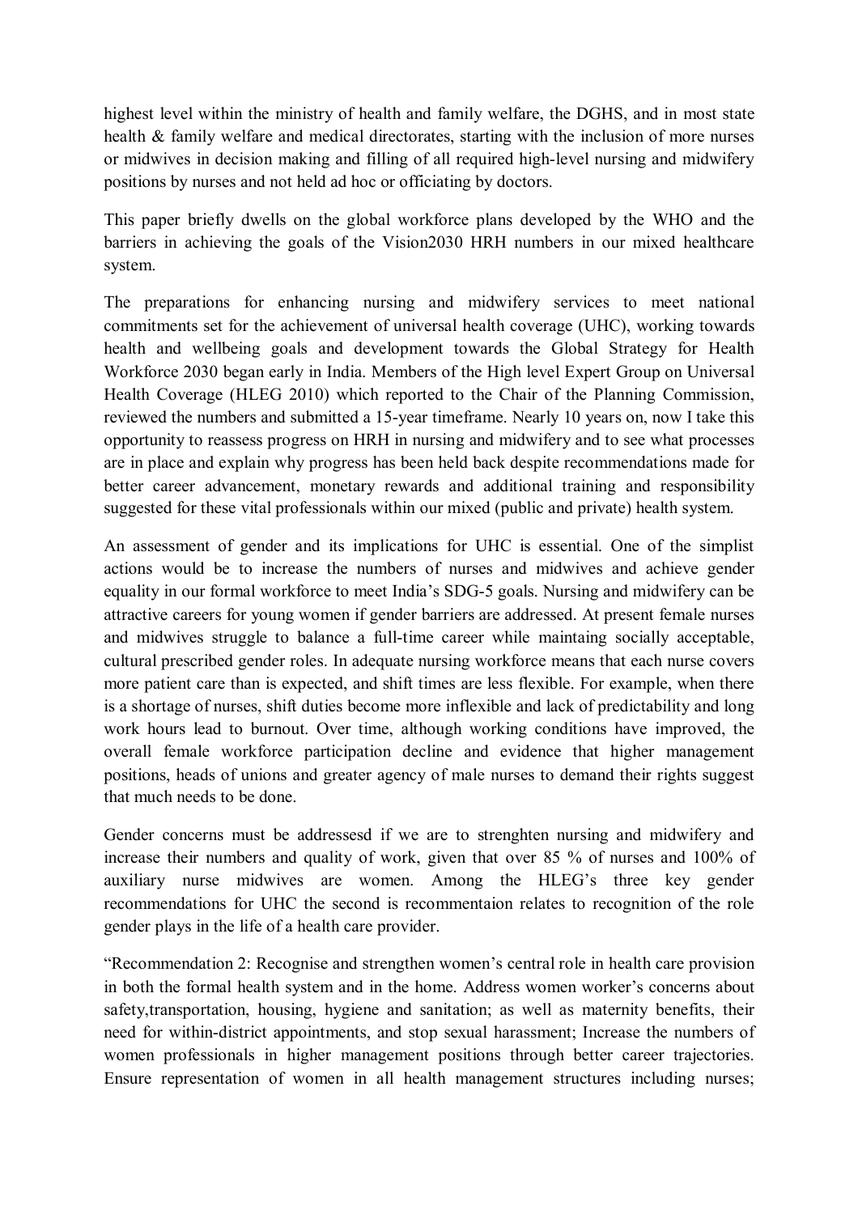highest level within the ministry of health and family welfare, the DGHS, and in most state health & family welfare and medical directorates, starting with the inclusion of more nurses or midwives in decision making and filling of all required high-level nursing and midwifery positions by nurses and not held ad hoc or officiating by doctors.

This paper briefly dwells on the global workforce plans developed by the WHO and the barriers in achieving the goals of the Vision2030 HRH numbers in our mixed healthcare system.

The preparations for enhancing nursing and midwifery services to meet national commitments set for the achievement of universal health coverage (UHC), working towards health and wellbeing goals and development towards the Global Strategy for Health Workforce 2030 began early in India. Members of the High level Expert Group on Universal Health Coverage (HLEG 2010) which reported to the Chair of the Planning Commission, reviewed the numbers and submitted a 15-year timeframe. Nearly 10 years on, now I take this opportunity to reassess progress on HRH in nursing and midwifery and to see what processes are in place and explain why progress has been held back despite recommendations made for better career advancement, monetary rewards and additional training and responsibility suggested for these vital professionals within our mixed (public and private) health system.

An assessment of gender and its implications for UHC is essential. One of the simplist actions would be to increase the numbers of nurses and midwives and achieve gender equality in our formal workforce to meet India's SDG-5 goals. Nursing and midwifery can be attractive careers for young women if gender barriers are addressed. At present female nurses and midwives struggle to balance a full-time career while maintaining socially acceptable, cultural prescribed gender roles. In adequate nursing workforce means that each nurse covers more patient care than is expected, and shift times are less flexible. For example, when there is a shortage of nurses, shift duties become more inflexible and lack of predictability and long work hours lead to burnout. Over time, although working conditions have improved, the overall female workforce participation decline and evidence that higher management positions, heads of unions and greater agency of male nurses to demand their rights suggest that much needs to be done.

Gender concerns must be addressesd if we are to strenghten nursing and midwifery and increase their numbers and quality of work, given that over 85 % of nurses and 100% of auxiliary nurse midwives are women. Among the HLEG's three key gender recommendations for UHC the second is recommentaion relates to recognition of the role gender plays in the life of a health care provider.

"Recommendation 2: Recognise and strengthen women's central role in health care provision in both the formal health system and in the home. Address women worker's concerns about safety,transportation, housing, hygiene and sanitation; as well as maternity benefits, their need for within-district appointments, and stop sexual harassment; Increase the numbers of women professionals in higher management positions through better career trajectories. Ensure representation of women in all health management structures including nurses;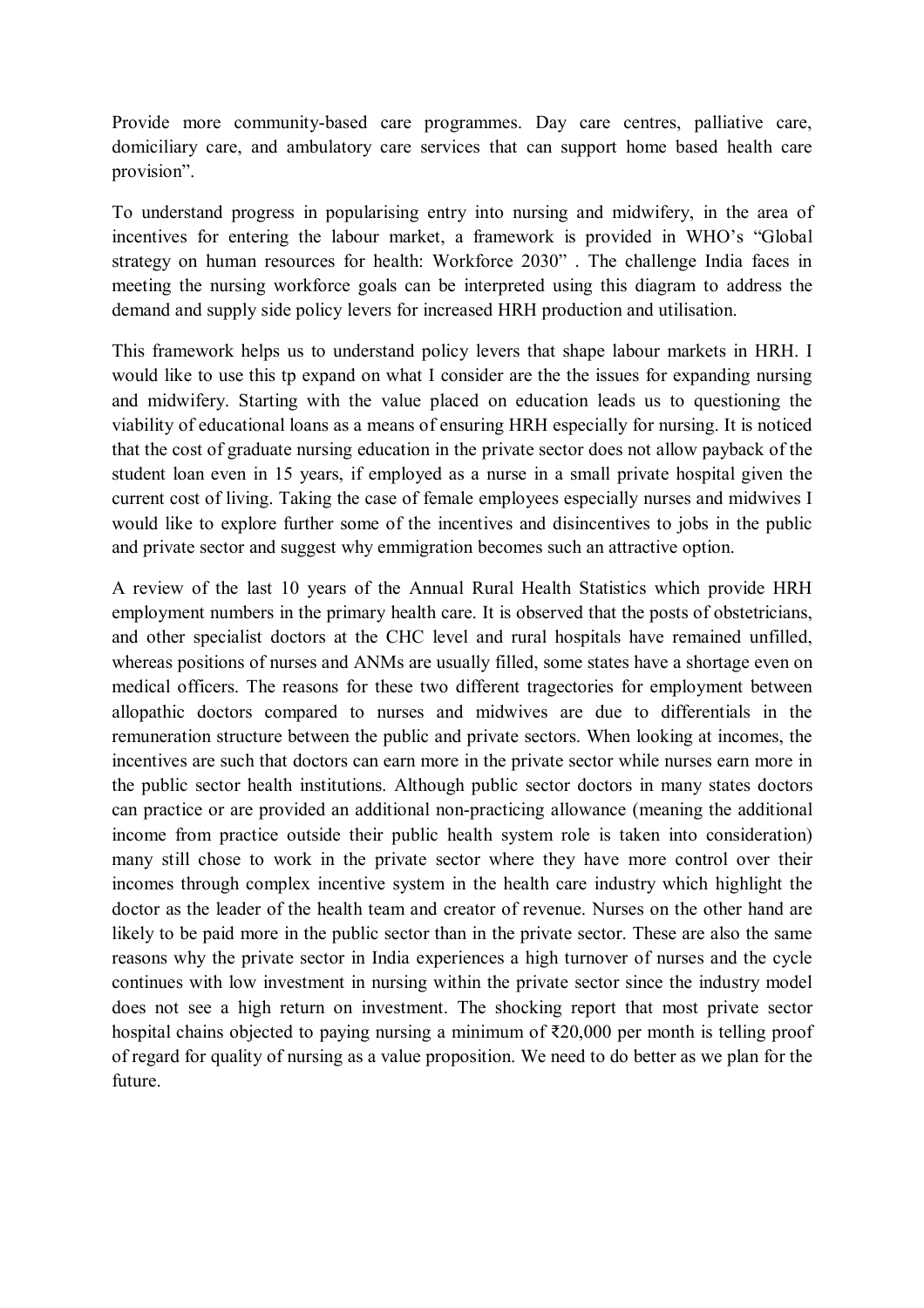Provide more community-based care programmes. Day care centres, palliative care, domiciliary care, and ambulatory care services that can support home based health care provision".

To understand progress in popularising entry into nursing and midwifery, in the area of incentives for entering the labour market, a framework is provided in WHO's "Global strategy on human resources for health: Workforce 2030" . The challenge India faces in meeting the nursing workforce goals can be interpreted using this diagram to address the demand and supply side policy levers for increased HRH production and utilisation.

This framework helps us to understand policy levers that shape labour markets in HRH. I would like to use this tp expand on what I consider are the the issues for expanding nursing and midwifery. Starting with the value placed on education leads us to questioning the viability of educational loans as a means of ensuring HRH especially for nursing. It is noticed that the cost of graduate nursing education in the private sector does not allow payback of the student loan even in 15 years, if employed as a nurse in a small private hospital given the current cost of living. Taking the case of female employees especially nurses and midwives I would like to explore further some of the incentives and disincentives to jobs in the public and private sector and suggest why emmigration becomes such an attractive option.

A review of the last 10 years of the Annual Rural Health Statistics which provide HRH employment numbers in the primary health care. It is observed that the posts of obstetricians, and other specialist doctors at the CHC level and rural hospitals have remained unfilled, whereas positions of nurses and ANMs are usually filled, some states have a shortage even on medical officers. The reasons for these two different tragectories for employment between allopathic doctors compared to nurses and midwives are due to differentials in the remuneration structure between the public and private sectors. When looking at incomes, the incentives are such that doctors can earn more in the private sector while nurses earn more in the public sector health institutions. Although public sector doctors in many states doctors can practice or are provided an additional non-practicing allowance (meaning the additional income from practice outside their public health system role is taken into consideration) many still chose to work in the private sector where they have more control over their incomes through complex incentive system in the health care industry which highlight the doctor as the leader of the health team and creator of revenue. Nurses on the other hand are likely to be paid more in the public sector than in the private sector. These are also the same reasons why the private sector in India experiences a high turnover of nurses and the cycle continues with low investment in nursing within the private sector since the industry model does not see a high return on investment. The shocking report that most private sector hospital chains objected to paying nursing a minimum of ₹20,000 per month is telling proof of regard for quality of nursing as a value proposition. We need to do better as we plan for the future.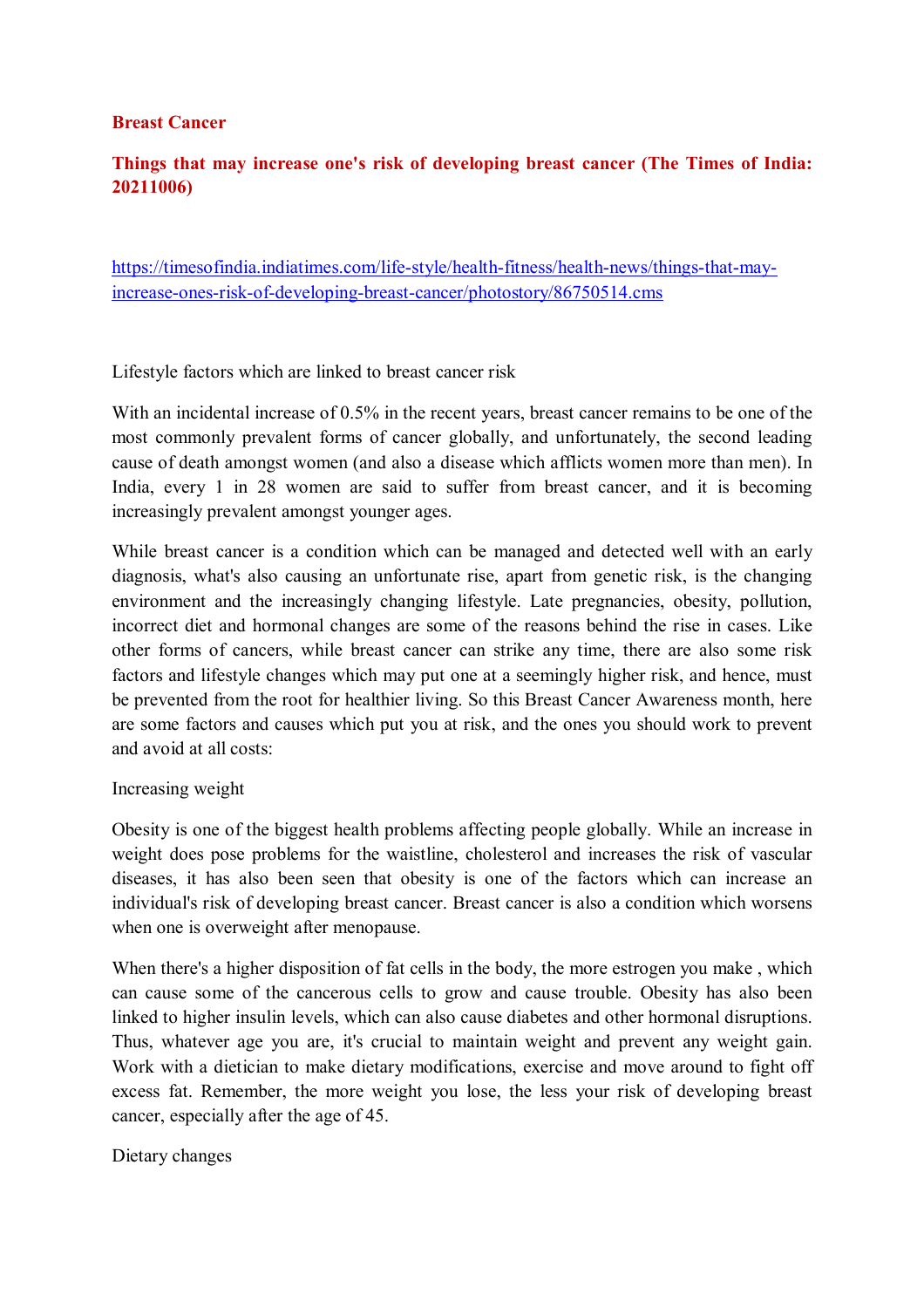**Breast Cancer**

**Things that may increase one's risk of developing breast cancer (The Times of India: 20211006)**

https://timesofindia.indiatimes.com/life-style/health-fitness/health-news/things-that-may-increase-ones-risk-of-developing-breast-cancer/photostory/86750514.cms

Lifestyle factors which are linked to breast cancer risk

With an incidental increase of 0.5% in the recent years, breast cancer remains to be one of the most commonly prevalent forms of cancer globally, and unfortunately, the second leading cause of death amongst women (and also a disease which afflicts women more than men). In India, every 1 in 28 women are said to suffer from breast cancer, and it is becoming increasingly prevalent amongst younger ages.

While breast cancer is a condition which can be managed and detected well with an early diagnosis, what's also causing an unfortunate rise, apart from genetic risk, is the changing environment and the increasingly changing lifestyle. Late pregnancies, obesity, pollution, incorrect diet and hormonal changes are some of the reasons behind the rise in cases. Like other forms of cancers, while breast cancer can strike any time, there are also some risk factors and lifestyle changes which may put one at a seemingly higher risk, and hence, must be prevented from the root for healthier living. So this Breast Cancer Awareness month, here are some factors and causes which put you at risk, and the ones you should work to prevent and avoid at all costs:

Increasing weight

Obesity is one of the biggest health problems affecting people globally. While an increase in weight does pose problems for the waistline, cholesterol and increases the risk of vascular diseases, it has also been seen that obesity is one of the factors which can increase an individual's risk of developing breast cancer. Breast cancer is also a condition which worsens when one is overweight after menopause.

When there's a higher disposition of fat cells in the body, the more estrogen you make , which can cause some of the cancerous cells to grow and cause trouble. Obesity has also been linked to higher insulin levels, which can also cause diabetes and other hormonal disruptions. Thus, whatever age you are, it's crucial to maintain weight and prevent any weight gain. Work with a dietician to make dietary modifications, exercise and move around to fight off excess fat. Remember, the more weight you lose, the less your risk of developing breast cancer, especially after the age of 45.

Dietary changes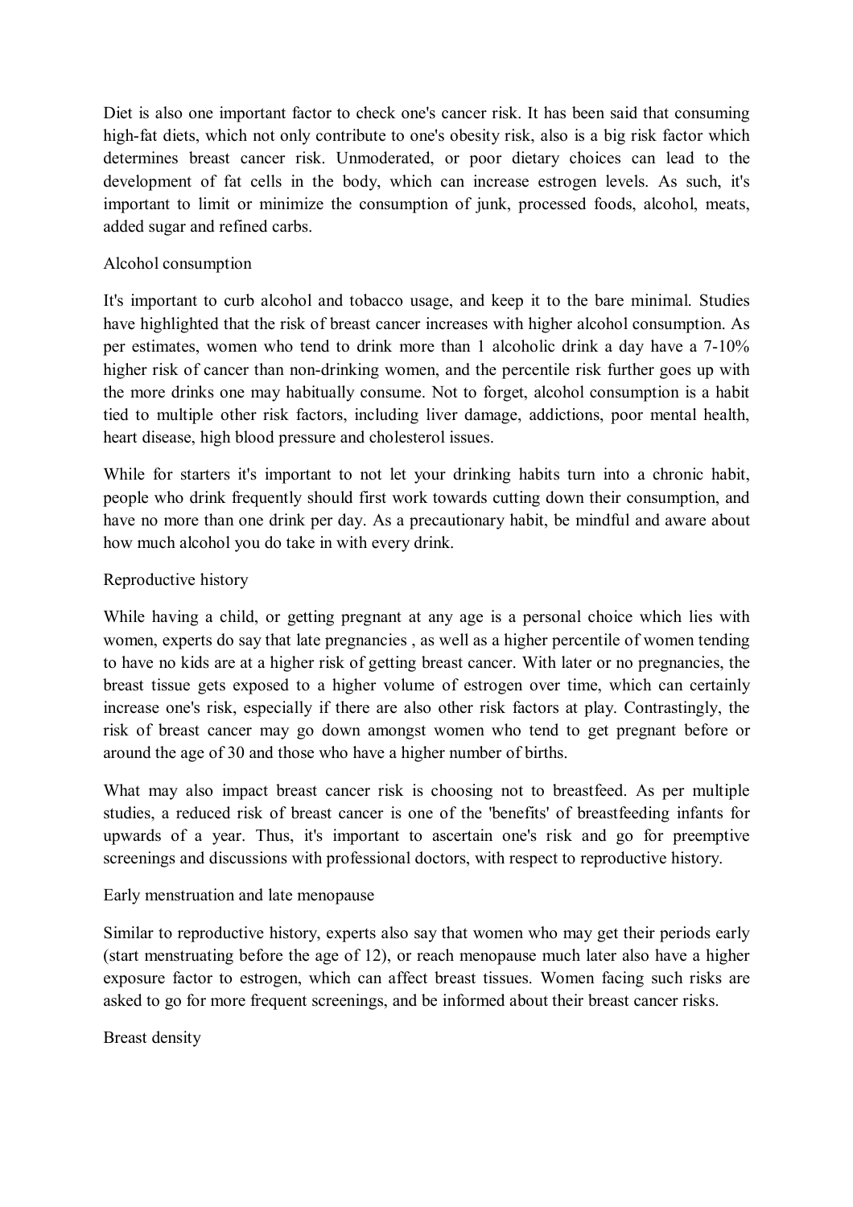Diet is also one important factor to check one's cancer risk. It has been said that consuming high-fat diets, which not only contribute to one's obesity risk, also is a big risk factor which determines breast cancer risk. Unmoderated, or poor dietary choices can lead to the development of fat cells in the body, which can increase estrogen levels. As such, it's important to limit or minimize the consumption of junk, processed foods, alcohol, meats, added sugar and refined carbs.

## Alcohol consumption

It's important to curb alcohol and tobacco usage, and keep it to the bare minimal. Studies have highlighted that the risk of breast cancer increases with higher alcohol consumption. As per estimates, women who tend to drink more than 1 alcoholic drink a day have a 7-10% higher risk of cancer than non-drinking women, and the percentile risk further goes up with the more drinks one may habitually consume. Not to forget, alcohol consumption is a habit tied to multiple other risk factors, including liver damage, addictions, poor mental health, heart disease, high blood pressure and cholesterol issues.

While for starters it's important to not let your drinking habits turn into a chronic habit, people who drink frequently should first work towards cutting down their consumption, and have no more than one drink per day. As a precautionary habit, be mindful and aware about how much alcohol you do take in with every drink.

## Reproductive history

While having a child, or getting pregnant at any age is a personal choice which lies with women, experts do say that late pregnancies , as well as a higher percentile of women tending to have no kids are at a higher risk of getting breast cancer. With later or no pregnancies, the breast tissue gets exposed to a higher volume of estrogen over time, which can certainly increase one's risk, especially if there are also other risk factors at play. Contrastingly, the risk of breast cancer may go down amongst women who tend to get pregnant before or around the age of 30 and those who have a higher number of births.

What may also impact breast cancer risk is choosing not to breastfeed. As per multiple studies, a reduced risk of breast cancer is one of the 'benefits' of breastfeeding infants for upwards of a year. Thus, it's important to ascertain one's risk and go for preemptive screenings and discussions with professional doctors, with respect to reproductive history.

## Early menstruation and late menopause

Similar to reproductive history, experts also say that women who may get their periods early (start menstruating before the age of 12), or reach menopause much later also have a higher exposure factor to estrogen, which can affect breast tissues. Women facing such risks are asked to go for more frequent screenings, and be informed about their breast cancer risks.

## Breast density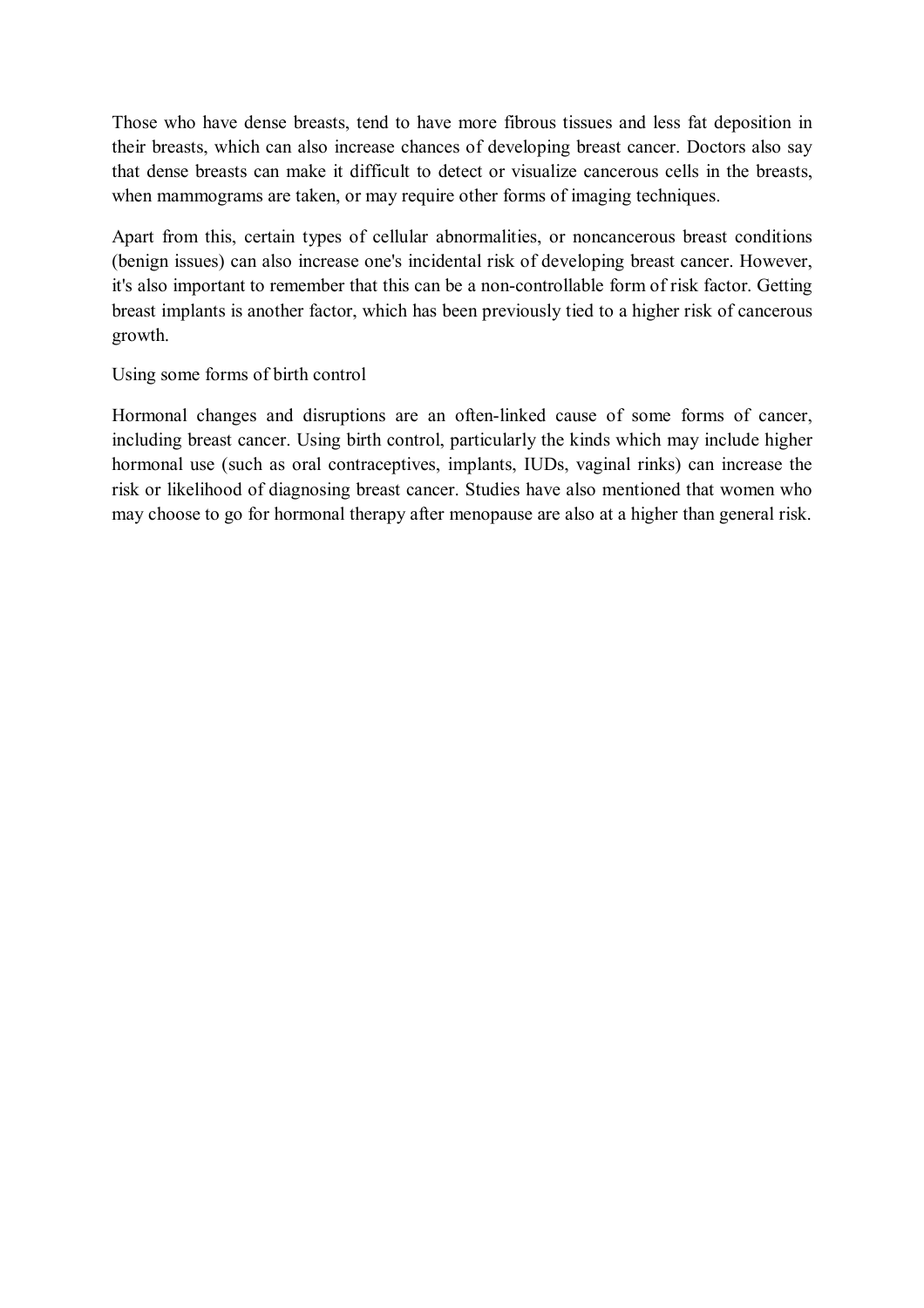Those who have dense breasts, tend to have more fibrous tissues and less fat deposition in their breasts, which can also increase chances of developing breast cancer. Doctors also say that dense breasts can make it difficult to detect or visualize cancerous cells in the breasts, when mammograms are taken, or may require other forms of imaging techniques.

Apart from this, certain types of cellular abnormalities, or noncancerous breast conditions (benign issues) can also increase one's incidental risk of developing breast cancer. However, it's also important to remember that this can be a non-controllable form of risk factor. Getting breast implants is another factor, which has been previously tied to a higher risk of cancerous growth.

Using some forms of birth control

Hormonal changes and disruptions are an often-linked cause of some forms of cancer, including breast cancer. Using birth control, particularly the kinds which may include higher hormonal use (such as oral contraceptives, implants, IUDs, vaginal rinks) can increase the risk or likelihood of diagnosing breast cancer. Studies have also mentioned that women who may choose to go for hormonal therapy after menopause are also at a higher than general risk.